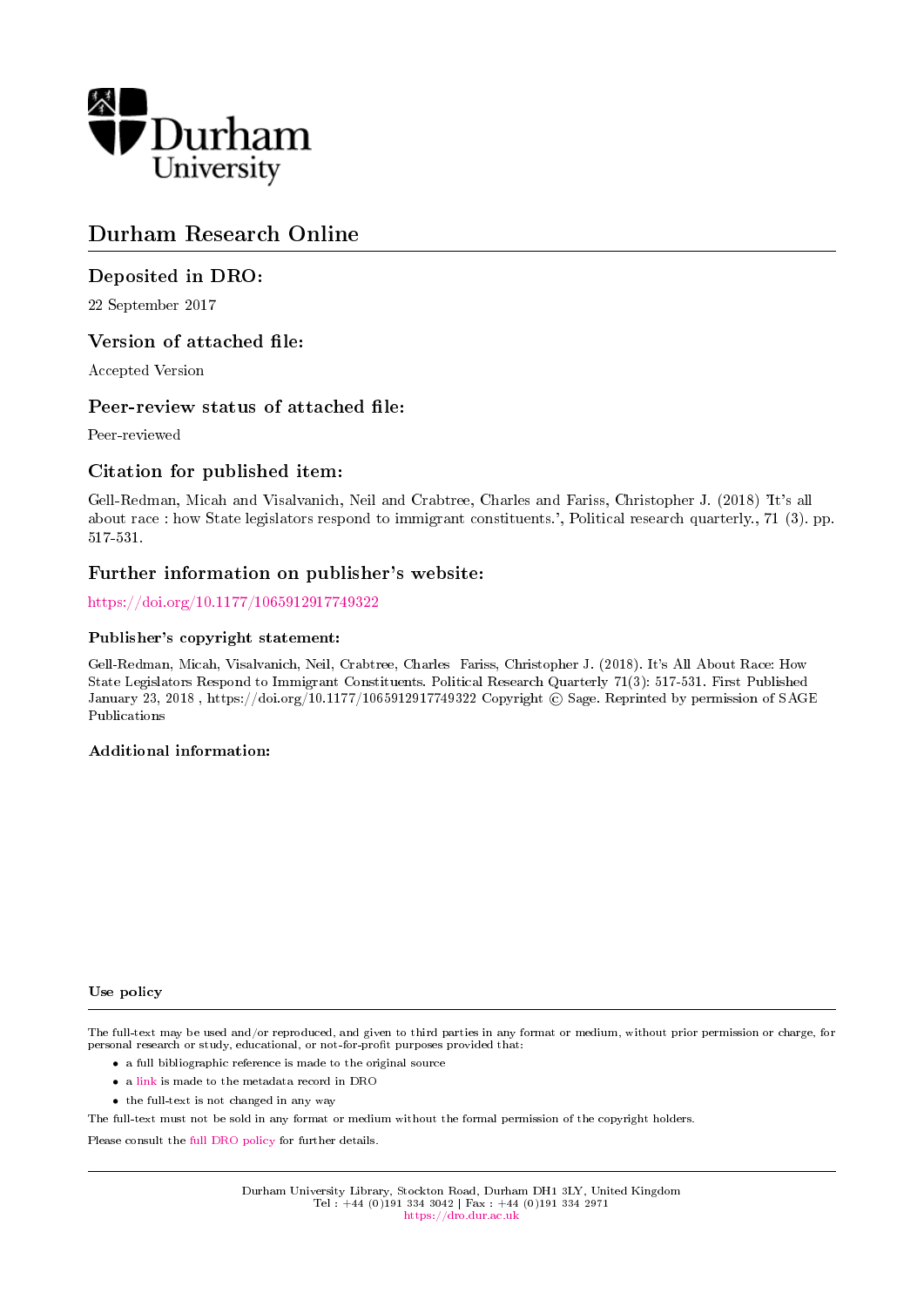# Durham Research Online

## Deposited in DRO:

22 September 2017

## Version of attached file:

Accepted Version

## Peer-review status of attached file:

Peer-reviewed

## Citation for published item:

Gell-Redman, Micah and Visalvanich, Neil and Crabtree, Charles and Fariss, Christopher J. (2018) 'It's all about race : how State legislators respond to immigrant constituents.', Political research quarterly., 71 (3). pp. 517-531.

## Further information on publisher's website:

https://doi.org/10.1177/1065912917749322

### Publisher's copyright statement:

Gell-Redman, Micah, Visalvanich, Neil, Crabtree, Charles Fariss, Christopher J. (2018). It's All About Race: How State Legislators Respond to Immigrant Constituents. Political Research Quarterly 71(3): 517-531. First Published January 23, 2018 , https://doi.org/10.1177/1065912917749322 Copyright © Sage. Reprinted by permission of SAGE Publications

### Additional information:

#### Use policy

The full-text may be used and/or reproduced, and given to third parties in any format or medium, without prior permission or charge, for personal research or study, educational, or not-for-profit purposes provided that:

- a full bibliographic reference is made to the original source
- a link is made to the metadata record in DRO
- the full-text is not changed in any way

The full-text must not be sold in any format or medium without the formal permission of the copyright holders.

Please consult the full DRO policy for further details.

Durham University Library, Stockton Road, Durham DH1 3LY, United Kingdom
Tel : +44 (0)191 334 3042 | Fax : +44 (0)191 334 2971
https://dro.dur.ac.uk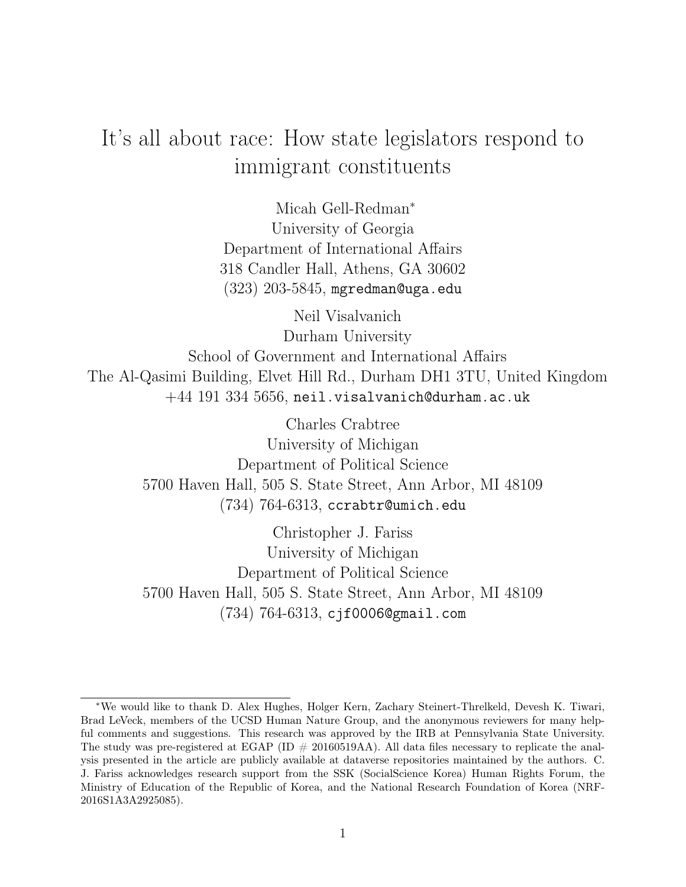# It's all about race: How state legislators respond to immigrant constituents

Micah Gell-Redman*
University of Georgia
Department of International Affairs
318 Candler Hall, Athens, GA 30602
(323) 203-5845, mgredman@uga.edu

Neil Visalvanich
Durham University
School of Government and International Affairs
The Al-Qasimi Building, Elvet Hill Rd., Durham DH1 3TU, United Kingdom
+44 191 334 5656, neil.visalvanich@durham.ac.uk

Charles Crabtree
University of Michigan
Department of Political Science
5700 Haven Hall, 505 S. State Street, Ann Arbor, MI 48109
(734) 764-6313, ccrabtr@umich.edu

Christopher J. Fariss
University of Michigan
Department of Political Science
5700 Haven Hall, 505 S. State Street, Ann Arbor, MI 48109
(734) 764-6313, cjf0006@gmail.com

---

*We would like to thank D. Alex Hughes, Holger Kern, Zachary Steinert-Threlkeld, Devesh K. Tiwari, Brad LeVeck, members of the UCSD Human Nature Group, and the anonymous reviewers for many helpful comments and suggestions. This research was approved by the IRB at Pennsylvania State University. The study was pre-registered at EGAP (ID # 20160519AA). All data files necessary to replicate the analysis presented in the article are publicly available at dataverse repositories maintained by the authors. C. J. Fariss acknowledges research support from the SSK (SocialScience Korea) Human Rights Forum, the Ministry of Education of the Republic of Korea, and the National Research Foundation of Korea (NRF-2016S1A3A2925085).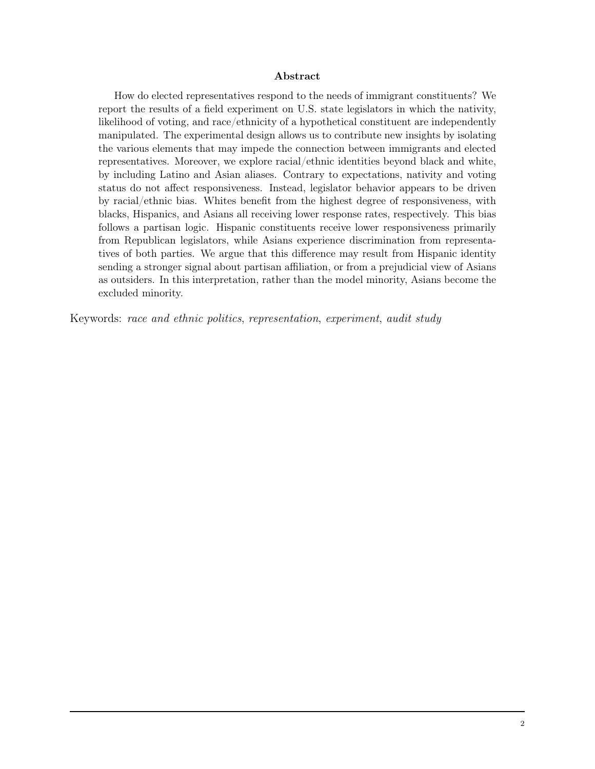## Abstract

How do elected representatives respond to the needs of immigrant constituents? We report the results of a field experiment on U.S. state legislators in which the nativity, likelihood of voting, and race/ethnicity of a hypothetical constituent are independently manipulated. The experimental design allows us to contribute new insights by isolating the various elements that may impede the connection between immigrants and elected representatives. Moreover, we explore racial/ethnic identities beyond black and white, by including Latino and Asian aliases. Contrary to expectations, nativity and voting status do not affect responsiveness. Instead, legislator behavior appears to be driven by racial/ethnic bias. Whites benefit from the highest degree of responsiveness, with blacks, Hispanics, and Asians all receiving lower response rates, respectively. This bias follows a partisan logic. Hispanic constituents receive lower responsiveness primarily from Republican legislators, while Asians experience discrimination from representatives of both parties. We argue that this difference may result from Hispanic identity sending a stronger signal about partisan affiliation, or from a prejudicial view of Asians as outsiders. In this interpretation, rather than the model minority, Asians become the excluded minority.

Keywords: *race and ethnic politics*, *representation*, *experiment*, *audit study*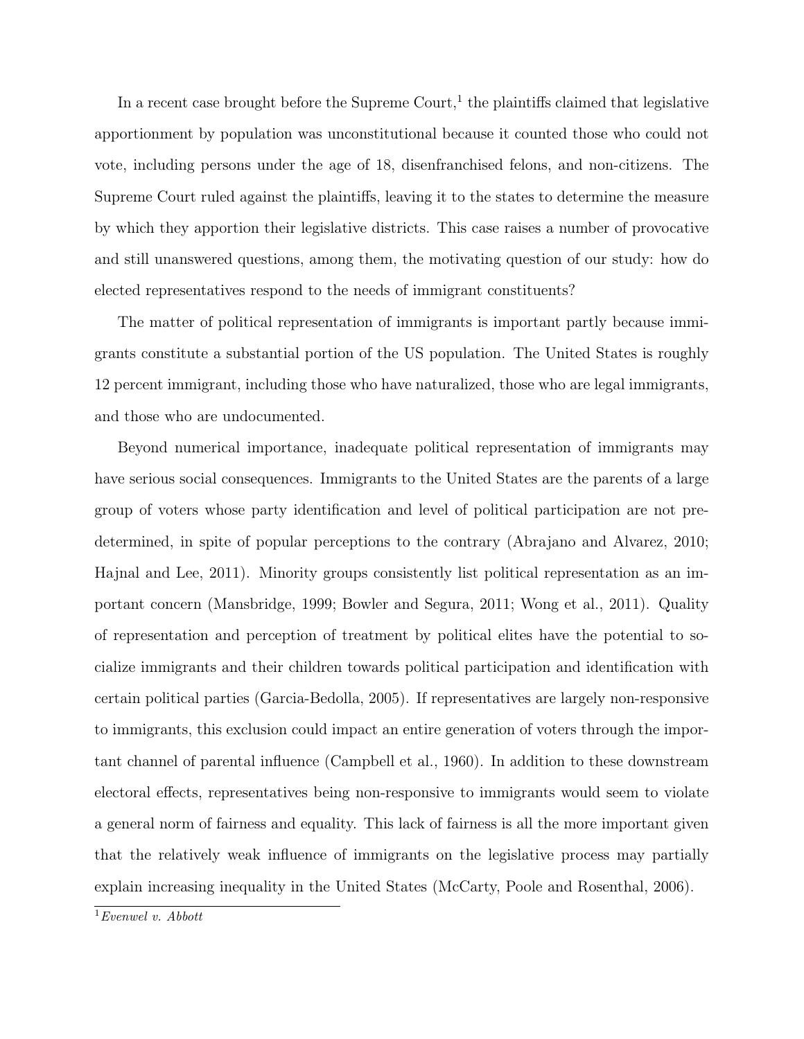In a recent case brought before the Supreme Court,[1] the plaintiffs claimed that legislative apportionment by population was unconstitutional because it counted those who could not vote, including persons under the age of 18, disenfranchised felons, and non-citizens. The Supreme Court ruled against the plaintiffs, leaving it to the states to determine the measure by which they apportion their legislative districts. This case raises a number of provocative and still unanswered questions, among them, the motivating question of our study: how do elected representatives respond to the needs of immigrant constituents?

The matter of political representation of immigrants is important partly because immigrants constitute a substantial portion of the US population. The United States is roughly 12 percent immigrant, including those who have naturalized, those who are legal immigrants, and those who are undocumented.

Beyond numerical importance, inadequate political representation of immigrants may have serious social consequences. Immigrants to the United States are the parents of a large group of voters whose party identification and level of political participation are not predetermined, in spite of popular perceptions to the contrary (Abrajano and Alvarez, 2010; Hajnal and Lee, 2011). Minority groups consistently list political representation as an important concern (Mansbridge, 1999; Bowler and Segura, 2011; Wong et al., 2011). Quality of representation and perception of treatment by political elites have the potential to socialize immigrants and their children towards political participation and identification with certain political parties (Garcia-Bedolla, 2005). If representatives are largely non-responsive to immigrants, this exclusion could impact an entire generation of voters through the important channel of parental influence (Campbell et al., 1960). In addition to these downstream electoral effects, representatives being non-responsive to immigrants would seem to violate a general norm of fairness and equality. This lack of fairness is all the more important given that the relatively weak influence of immigrants on the legislative process may partially explain increasing inequality in the United States (McCarty, Poole and Rosenthal, 2006).

[1] *Evenwel v. Abbott*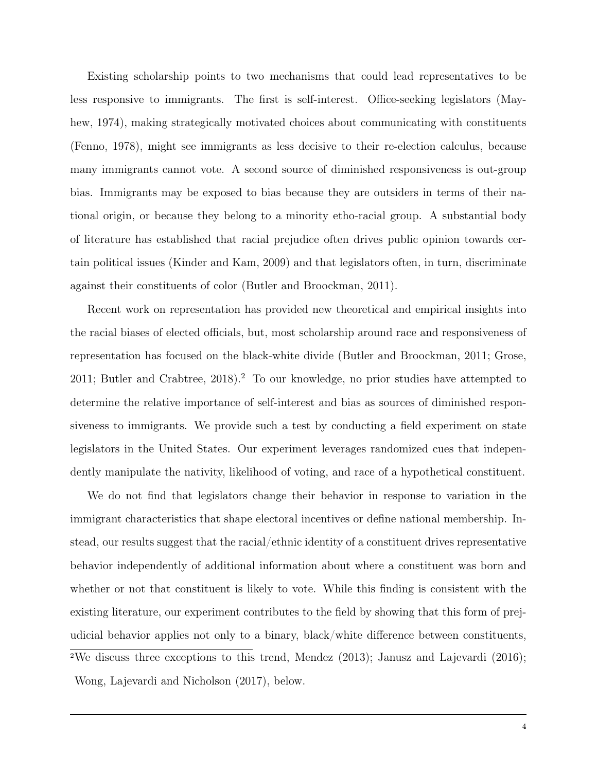Existing scholarship points to two mechanisms that could lead representatives to be less responsive to immigrants. The first is self-interest. Office-seeking legislators (Mayhew, 1974), making strategically motivated choices about communicating with constituents (Fenno, 1978), might see immigrants as less decisive to their re-election calculus, because many immigrants cannot vote. A second source of diminished responsiveness is out-group bias. Immigrants may be exposed to bias because they are outsiders in terms of their national origin, or because they belong to a minority etho-racial group. A substantial body of literature has established that racial prejudice often drives public opinion towards certain political issues (Kinder and Kam, 2009) and that legislators often, in turn, discriminate against their constituents of color (Butler and Broockman, 2011).

Recent work on representation has provided new theoretical and empirical insights into the racial biases of elected officials, but, most scholarship around race and responsiveness of representation has focused on the black-white divide (Butler and Broockman, 2011; Grose, 2011; Butler and Crabtree, 2018).[2] To our knowledge, no prior studies have attempted to determine the relative importance of self-interest and bias as sources of diminished responsiveness to immigrants. We provide such a test by conducting a field experiment on state legislators in the United States. Our experiment leverages randomized cues that independently manipulate the nativity, likelihood of voting, and race of a hypothetical constituent.

We do not find that legislators change their behavior in response to variation in the immigrant characteristics that shape electoral incentives or define national membership. Instead, our results suggest that the racial/ethnic identity of a constituent drives representative behavior independently of additional information about where a constituent was born and whether or not that constituent is likely to vote. While this finding is consistent with the existing literature, our experiment contributes to the field by showing that this form of prejudicial behavior applies not only to a binary, black/white difference between constituents,

[2]We discuss three exceptions to this trend, Mendez (2013); Janusz and Lajevardi (2016); Wong, Lajevardi and Nicholson (2017), below.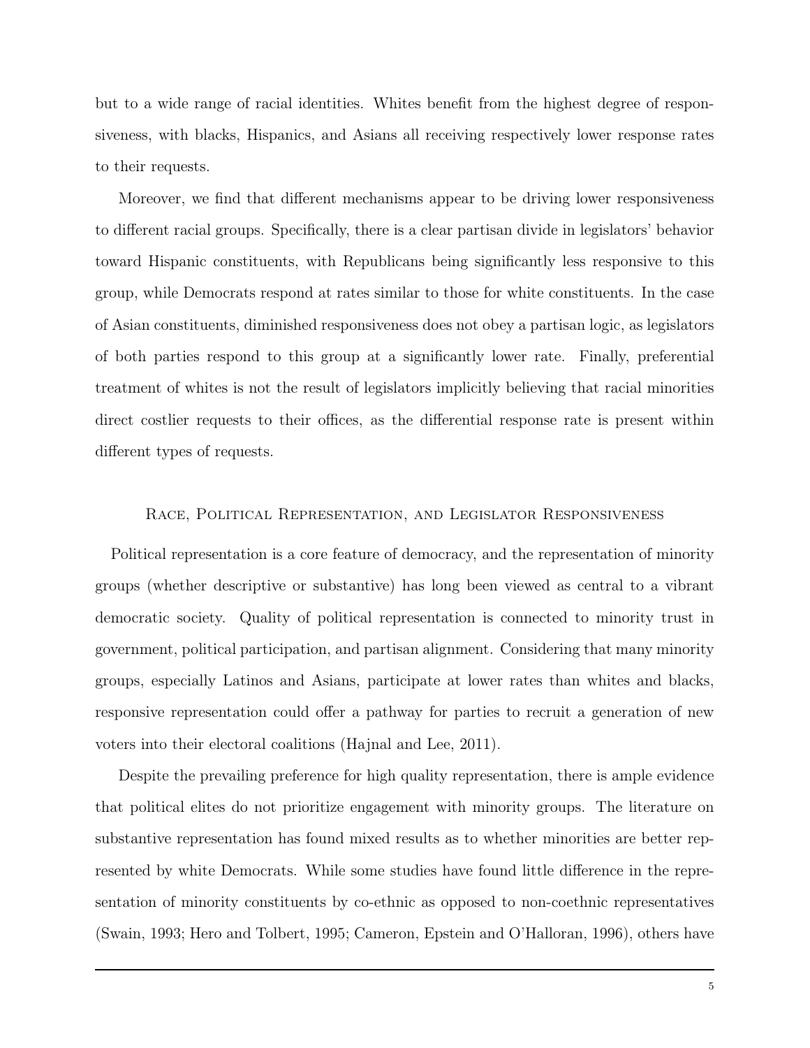but to a wide range of racial identities. Whites benefit from the highest degree of responsiveness, with blacks, Hispanics, and Asians all receiving respectively lower response rates to their requests.

Moreover, we find that different mechanisms appear to be driving lower responsiveness to different racial groups. Specifically, there is a clear partisan divide in legislators' behavior toward Hispanic constituents, with Republicans being significantly less responsive to this group, while Democrats respond at rates similar to those for white constituents. In the case of Asian constituents, diminished responsiveness does not obey a partisan logic, as legislators of both parties respond to this group at a significantly lower rate. Finally, preferential treatment of whites is not the result of legislators implicitly believing that racial minorities direct costlier requests to their offices, as the differential response rate is present within different types of requests.

## Race, Political Representation, and Legislator Responsiveness

Political representation is a core feature of democracy, and the representation of minority groups (whether descriptive or substantive) has long been viewed as central to a vibrant democratic society. Quality of political representation is connected to minority trust in government, political participation, and partisan alignment. Considering that many minority groups, especially Latinos and Asians, participate at lower rates than whites and blacks, responsive representation could offer a pathway for parties to recruit a generation of new voters into their electoral coalitions (Hajnal and Lee, 2011).

Despite the prevailing preference for high quality representation, there is ample evidence that political elites do not prioritize engagement with minority groups. The literature on substantive representation has found mixed results as to whether minorities are better represented by white Democrats. While some studies have found little difference in the representation of minority constituents by co-ethnic as opposed to non-coethnic representatives (Swain, 1993; Hero and Tolbert, 1995; Cameron, Epstein and O'Halloran, 1996), others have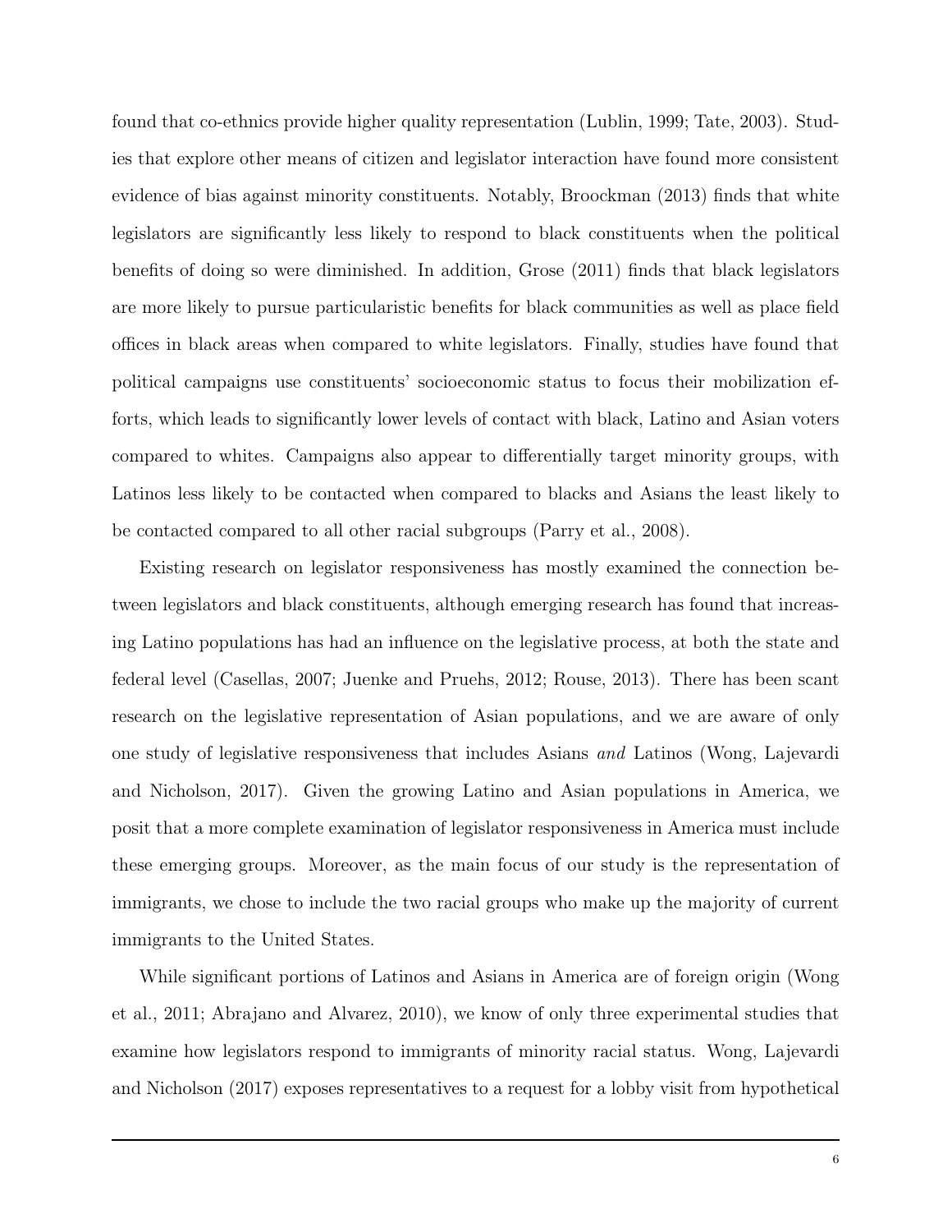found that co-ethnics provide higher quality representation (Lublin, 1999; Tate, 2003). Studies that explore other means of citizen and legislator interaction have found more consistent evidence of bias against minority constituents. Notably, Broockman (2013) finds that white legislators are significantly less likely to respond to black constituents when the political benefits of doing so were diminished. In addition, Grose (2011) finds that black legislators are more likely to pursue particularistic benefits for black communities as well as place field offices in black areas when compared to white legislators. Finally, studies have found that political campaigns use constituents' socioeconomic status to focus their mobilization efforts, which leads to significantly lower levels of contact with black, Latino and Asian voters compared to whites. Campaigns also appear to differentially target minority groups, with Latinos less likely to be contacted when compared to blacks and Asians the least likely to be contacted compared to all other racial subgroups (Parry et al., 2008).

Existing research on legislator responsiveness has mostly examined the connection between legislators and black constituents, although emerging research has found that increasing Latino populations has had an influence on the legislative process, at both the state and federal level (Casellas, 2007; Juenke and Pruehs, 2012; Rouse, 2013). There has been scant research on the legislative representation of Asian populations, and we are aware of only one study of legislative responsiveness that includes Asians *and* Latinos (Wong, Lajevardi and Nicholson, 2017). Given the growing Latino and Asian populations in America, we posit that a more complete examination of legislator responsiveness in America must include these emerging groups. Moreover, as the main focus of our study is the representation of immigrants, we chose to include the two racial groups who make up the majority of current immigrants to the United States.

While significant portions of Latinos and Asians in America are of foreign origin (Wong et al., 2011; Abrajano and Alvarez, 2010), we know of only three experimental studies that examine how legislators respond to immigrants of minority racial status. Wong, Lajevardi and Nicholson (2017) exposes representatives to a request for a lobby visit from hypothetical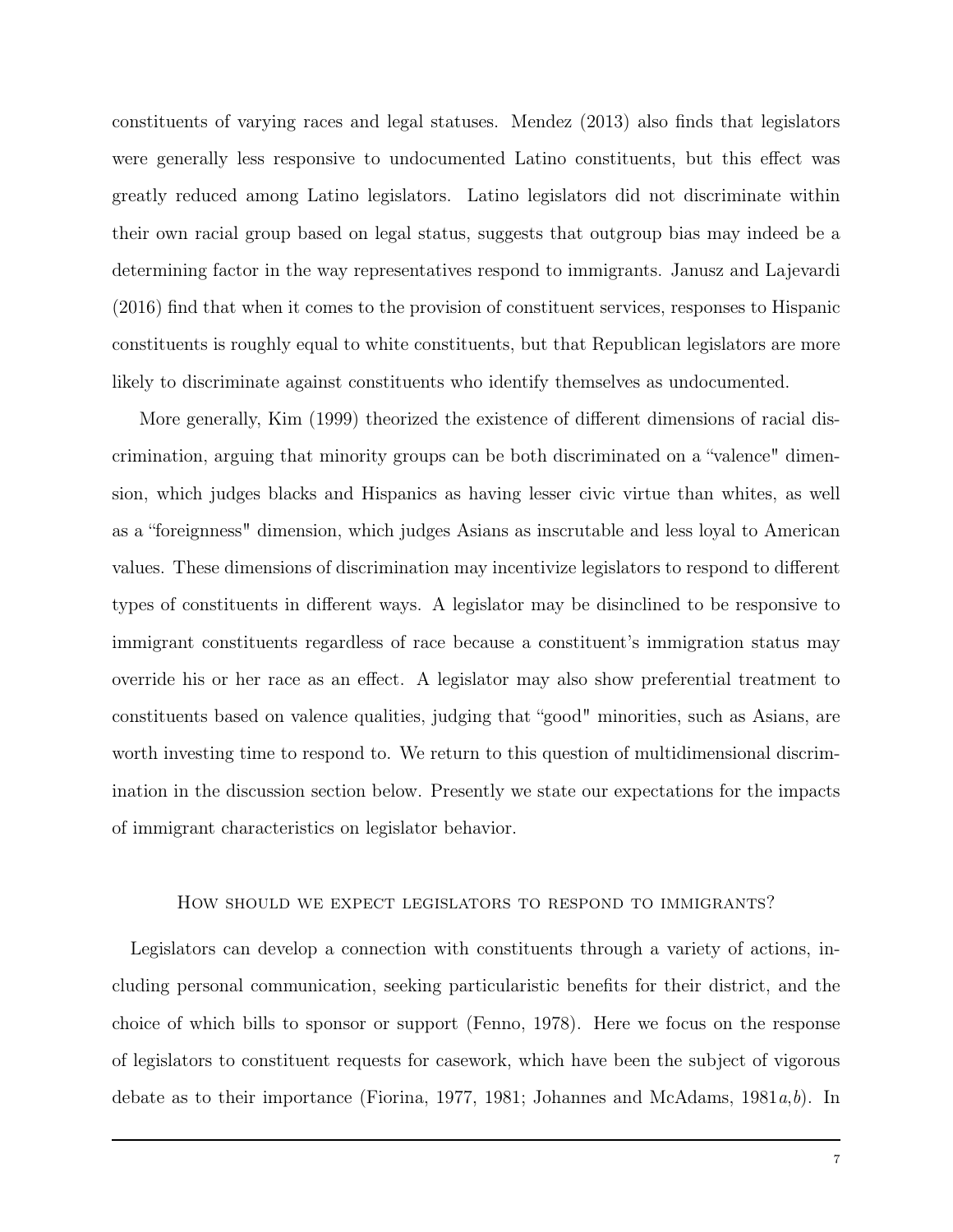constituents of varying races and legal statuses. Mendez (2013) also finds that legislators were generally less responsive to undocumented Latino constituents, but this effect was greatly reduced among Latino legislators. Latino legislators did not discriminate within their own racial group based on legal status, suggests that outgroup bias may indeed be a determining factor in the way representatives respond to immigrants. Janusz and Lajevardi (2016) find that when it comes to the provision of constituent services, responses to Hispanic constituents is roughly equal to white constituents, but that Republican legislators are more likely to discriminate against constituents who identify themselves as undocumented.

More generally, Kim (1999) theorized the existence of different dimensions of racial discrimination, arguing that minority groups can be both discriminated on a "valence" dimension, which judges blacks and Hispanics as having lesser civic virtue than whites, as well as a "foreignness" dimension, which judges Asians as inscrutable and less loyal to American values. These dimensions of discrimination may incentivize legislators to respond to different types of constituents in different ways. A legislator may be disinclined to be responsive to immigrant constituents regardless of race because a constituent's immigration status may override his or her race as an effect. A legislator may also show preferential treatment to constituents based on valence qualities, judging that "good" minorities, such as Asians, are worth investing time to respond to. We return to this question of multidimensional discrimination in the discussion section below. Presently we state our expectations for the impacts of immigrant characteristics on legislator behavior.

## How should we expect legislators to respond to immigrants?

Legislators can develop a connection with constituents through a variety of actions, including personal communication, seeking particularistic benefits for their district, and the choice of which bills to sponsor or support (Fenno, 1978). Here we focus on the response of legislators to constituent requests for casework, which have been the subject of vigorous debate as to their importance (Fiorina, 1977, 1981; Johannes and McAdams, 1981*a*,*b*). In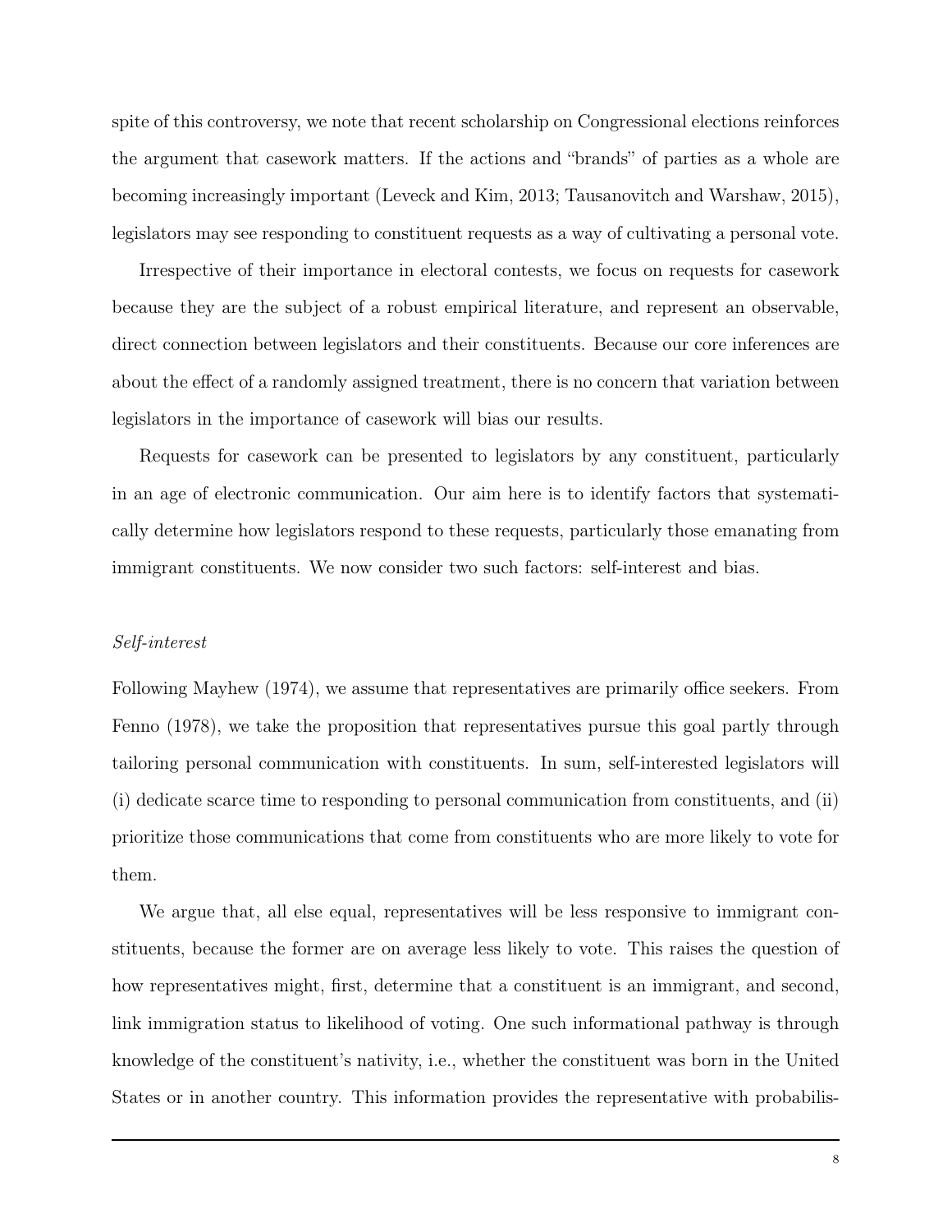spite of this controversy, we note that recent scholarship on Congressional elections reinforces the argument that casework matters. If the actions and "brands" of parties as a whole are becoming increasingly important (Leveck and Kim, 2013; Tausanovitch and Warshaw, 2015), legislators may see responding to constituent requests as a way of cultivating a personal vote.

Irrespective of their importance in electoral contests, we focus on requests for casework because they are the subject of a robust empirical literature, and represent an observable, direct connection between legislators and their constituents. Because our core inferences are about the effect of a randomly assigned treatment, there is no concern that variation between legislators in the importance of casework will bias our results.

Requests for casework can be presented to legislators by any constituent, particularly in an age of electronic communication. Our aim here is to identify factors that systematically determine how legislators respond to these requests, particularly those emanating from immigrant constituents. We now consider two such factors: self-interest and bias.

*Self-interest*

Following Mayhew (1974), we assume that representatives are primarily office seekers. From Fenno (1978), we take the proposition that representatives pursue this goal partly through tailoring personal communication with constituents. In sum, self-interested legislators will (i) dedicate scarce time to responding to personal communication from constituents, and (ii) prioritize those communications that come from constituents who are more likely to vote for them.

We argue that, all else equal, representatives will be less responsive to immigrant constituents, because the former are on average less likely to vote. This raises the question of how representatives might, first, determine that a constituent is an immigrant, and second, link immigration status to likelihood of voting. One such informational pathway is through knowledge of the constituent's nativity, i.e., whether the constituent was born in the United States or in another country. This information provides the representative with probabilis-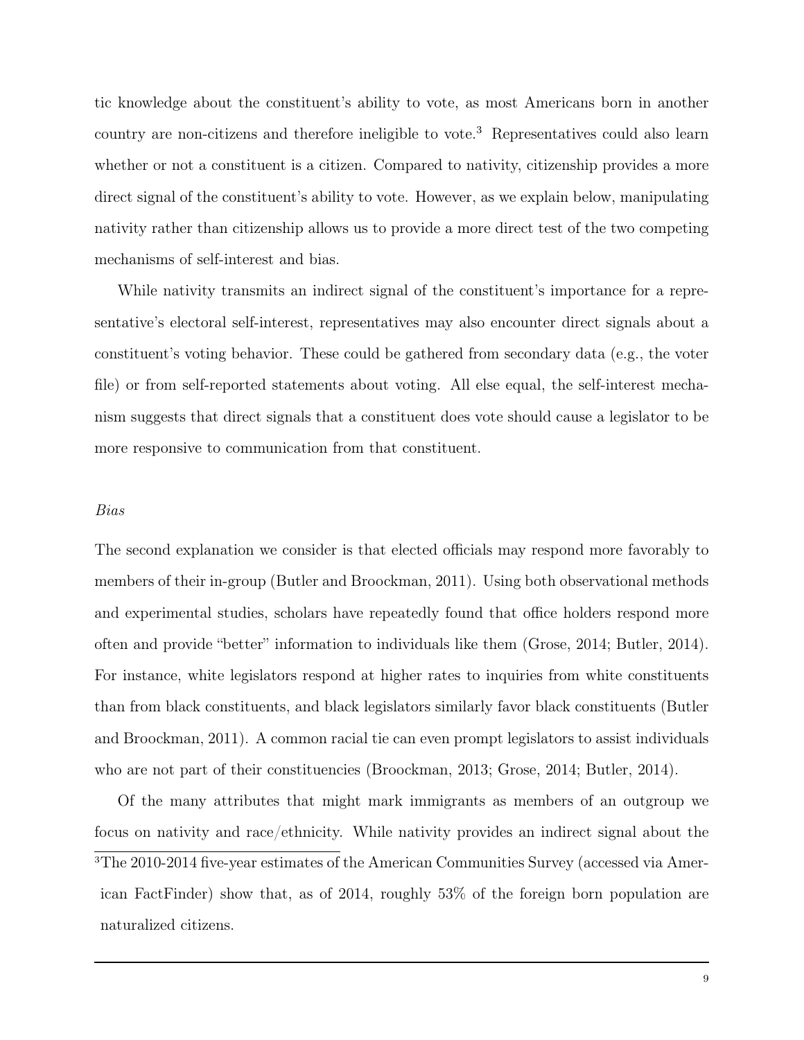tic knowledge about the constituent's ability to vote, as most Americans born in another country are non-citizens and therefore ineligible to vote.[3] Representatives could also learn whether or not a constituent is a citizen. Compared to nativity, citizenship provides a more direct signal of the constituent's ability to vote. However, as we explain below, manipulating nativity rather than citizenship allows us to provide a more direct test of the two competing mechanisms of self-interest and bias.

While nativity transmits an indirect signal of the constituent's importance for a representative's electoral self-interest, representatives may also encounter direct signals about a constituent's voting behavior. These could be gathered from secondary data (e.g., the voter file) or from self-reported statements about voting. All else equal, the self-interest mechanism suggests that direct signals that a constituent does vote should cause a legislator to be more responsive to communication from that constituent.

*Bias*

The second explanation we consider is that elected officials may respond more favorably to members of their in-group (Butler and Broockman, 2011). Using both observational methods and experimental studies, scholars have repeatedly found that office holders respond more often and provide "better" information to individuals like them (Grose, 2014; Butler, 2014). For instance, white legislators respond at higher rates to inquiries from white constituents than from black constituents, and black legislators similarly favor black constituents (Butler and Broockman, 2011). A common racial tie can even prompt legislators to assist individuals who are not part of their constituencies (Broockman, 2013; Grose, 2014; Butler, 2014).

Of the many attributes that might mark immigrants as members of an outgroup we focus on nativity and race/ethnicity. While nativity provides an indirect signal about the

[3] The 2010-2014 five-year estimates of the American Communities Survey (accessed via American FactFinder) show that, as of 2014, roughly 53% of the foreign born population are naturalized citizens.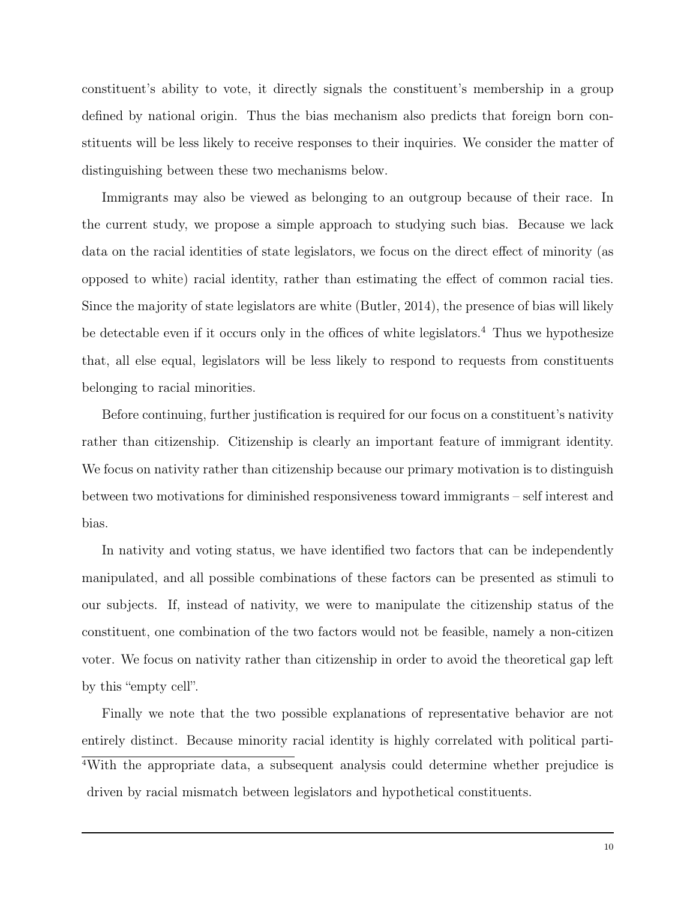constituent's ability to vote, it directly signals the constituent's membership in a group defined by national origin. Thus the bias mechanism also predicts that foreign born constituents will be less likely to receive responses to their inquiries. We consider the matter of distinguishing between these two mechanisms below.

Immigrants may also be viewed as belonging to an outgroup because of their race. In the current study, we propose a simple approach to studying such bias. Because we lack data on the racial identities of state legislators, we focus on the direct effect of minority (as opposed to white) racial identity, rather than estimating the effect of common racial ties. Since the majority of state legislators are white (Butler, 2014), the presence of bias will likely be detectable even if it occurs only in the offices of white legislators.[4] Thus we hypothesize that, all else equal, legislators will be less likely to respond to requests from constituents belonging to racial minorities.

Before continuing, further justification is required for our focus on a constituent's nativity rather than citizenship. Citizenship is clearly an important feature of immigrant identity. We focus on nativity rather than citizenship because our primary motivation is to distinguish between two motivations for diminished responsiveness toward immigrants – self interest and bias.

In nativity and voting status, we have identified two factors that can be independently manipulated, and all possible combinations of these factors can be presented as stimuli to our subjects. If, instead of nativity, we were to manipulate the citizenship status of the constituent, one combination of the two factors would not be feasible, namely a non-citizen voter. We focus on nativity rather than citizenship in order to avoid the theoretical gap left by this "empty cell".

Finally we note that the two possible explanations of representative behavior are not entirely distinct. Because minority racial identity is highly correlated with political parti-

[4]With the appropriate data, a subsequent analysis could determine whether prejudice is driven by racial mismatch between legislators and hypothetical constituents.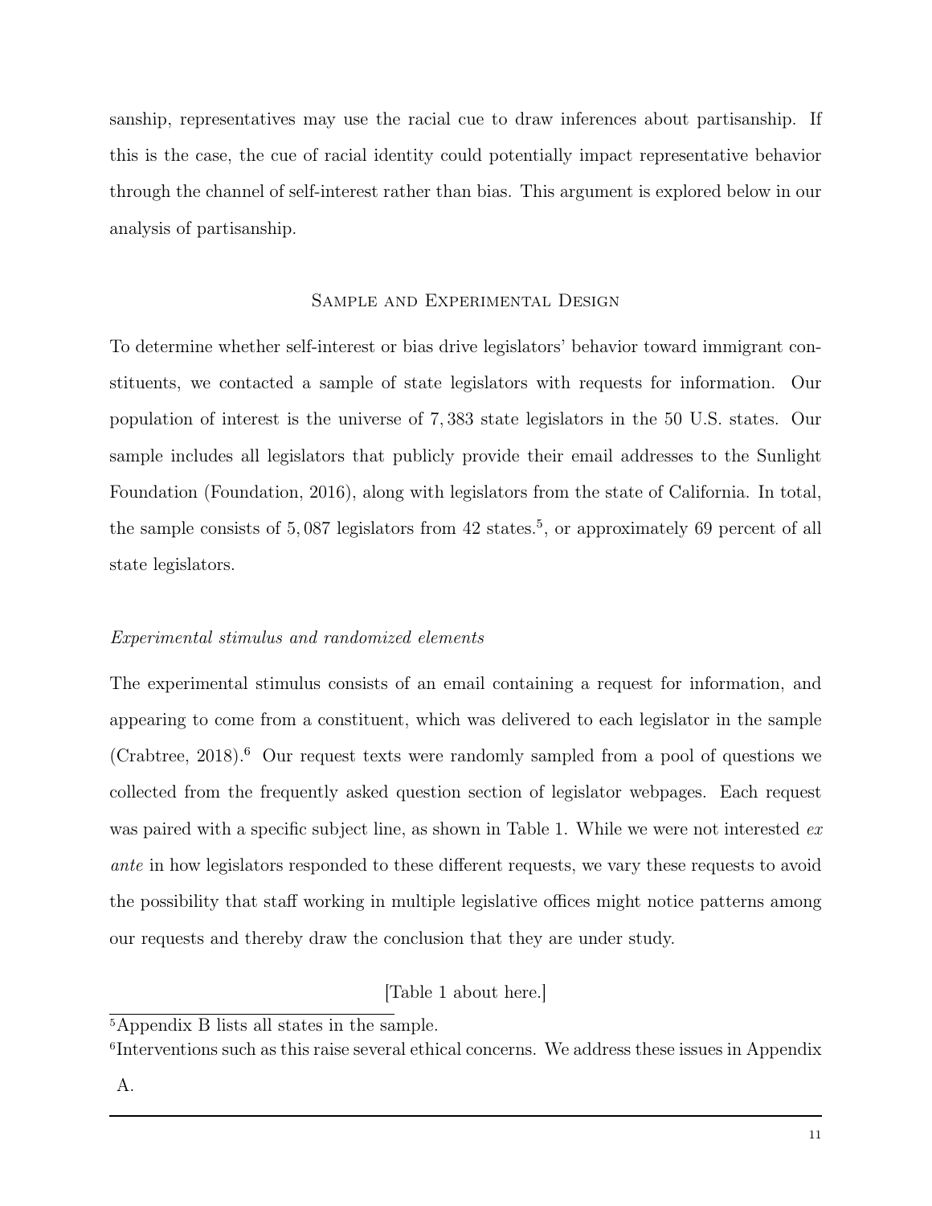sanship, representatives may use the racial cue to draw inferences about partisanship. If this is the case, the cue of racial identity could potentially impact representative behavior through the channel of self-interest rather than bias. This argument is explored below in our analysis of partisanship.

## Sample and Experimental Design

To determine whether self-interest or bias drive legislators' behavior toward immigrant constituents, we contacted a sample of state legislators with requests for information. Our population of interest is the universe of $7,383$ state legislators in the 50 U.S. states. Our sample includes all legislators that publicly provide their email addresses to the Sunlight Foundation (Foundation, 2016), along with legislators from the state of California. In total, the sample consists of $5,087$ legislators from 42 states.[5], or approximately 69 percent of all state legislators.

### *Experimental stimulus and randomized elements*

The experimental stimulus consists of an email containing a request for information, and appearing to come from a constituent, which was delivered to each legislator in the sample (Crabtree, 2018).[6] Our request texts were randomly sampled from a pool of questions we collected from the frequently asked question section of legislator webpages. Each request was paired with a specific subject line, as shown in Table 1. While we were not interested *ex ante* in how legislators responded to these different requests, we vary these requests to avoid the possibility that staff working in multiple legislative offices might notice patterns among our requests and thereby draw the conclusion that they are under study.

[Table 1 about here.]

[5] Appendix B lists all states in the sample.

[6] Interventions such as this raise several ethical concerns. We address these issues in Appendix A.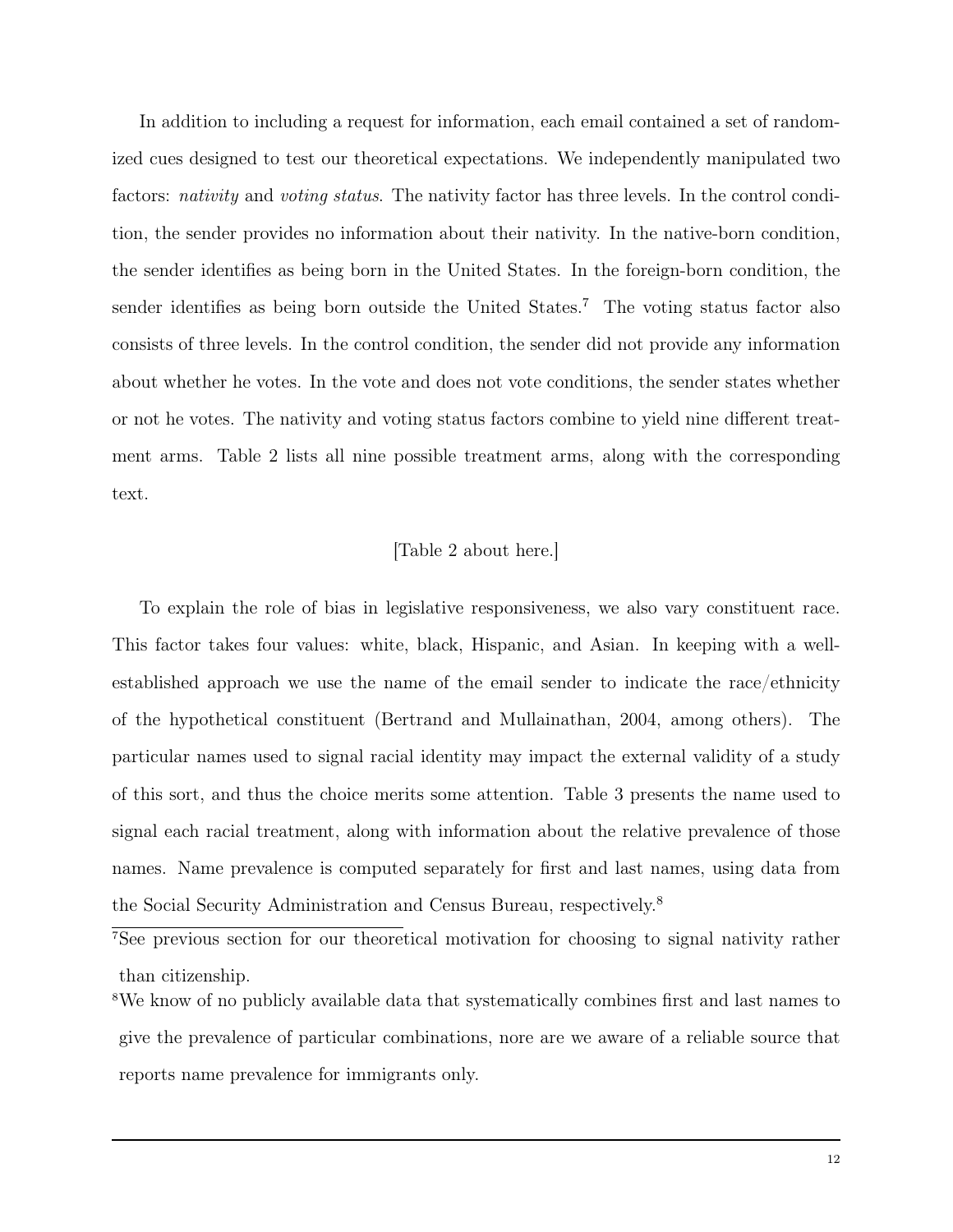In addition to including a request for information, each email contained a set of randomized cues designed to test our theoretical expectations. We independently manipulated two factors: *nativity* and *voting status*. The nativity factor has three levels. In the control condition, the sender provides no information about their nativity. In the native-born condition, the sender identifies as being born in the United States. In the foreign-born condition, the sender identifies as being born outside the United States.[7] The voting status factor also consists of three levels. In the control condition, the sender did not provide any information about whether he votes. In the vote and does not vote conditions, the sender states whether or not he votes. The nativity and voting status factors combine to yield nine different treatment arms. Table 2 lists all nine possible treatment arms, along with the corresponding text.

[Table 2 about here.]

To explain the role of bias in legislative responsiveness, we also vary constituent race. This factor takes four values: white, black, Hispanic, and Asian. In keeping with a well-established approach we use the name of the email sender to indicate the race/ethnicity of the hypothetical constituent (Bertrand and Mullainathan, 2004, among others). The particular names used to signal racial identity may impact the external validity of a study of this sort, and thus the choice merits some attention. Table 3 presents the name used to signal each racial treatment, along with information about the relative prevalence of those names. Name prevalence is computed separately for first and last names, using data from the Social Security Administration and Census Bureau, respectively.[8]

[7] See previous section for our theoretical motivation for choosing to signal nativity rather than citizenship.

[8] We know of no publicly available data that systematically combines first and last names to give the prevalence of particular combinations, nore are we aware of a reliable source that reports name prevalence for immigrants only.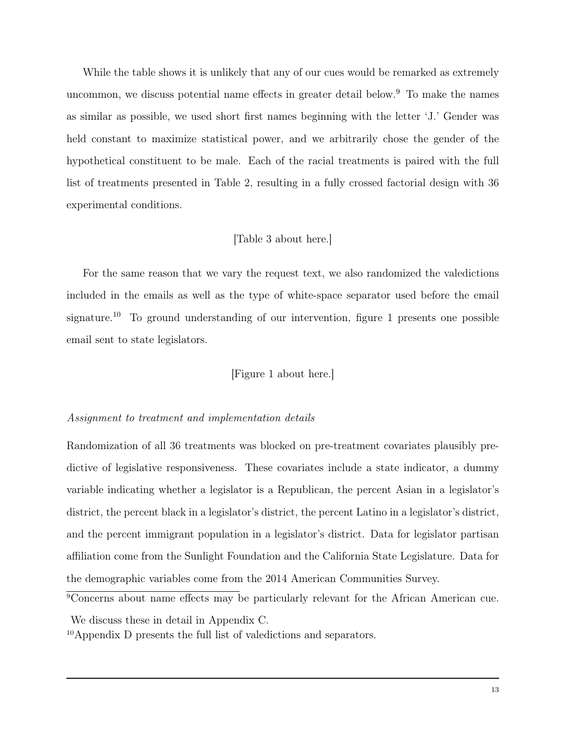While the table shows it is unlikely that any of our cues would be remarked as extremely uncommon, we discuss potential name effects in greater detail below.[9] To make the names as similar as possible, we used short first names beginning with the letter 'J.' Gender was held constant to maximize statistical power, and we arbitrarily chose the gender of the hypothetical constituent to be male. Each of the racial treatments is paired with the full list of treatments presented in Table 2, resulting in a fully crossed factorial design with 36 experimental conditions.

[Table 3 about here.]

For the same reason that we vary the request text, we also randomized the valedictions included in the emails as well as the type of white-space separator used before the email signature.[10] To ground understanding of our intervention, figure 1 presents one possible email sent to state legislators.

[Figure 1 about here.]

*Assignment to treatment and implementation details*

Randomization of all 36 treatments was blocked on pre-treatment covariates plausibly predictive of legislative responsiveness. These covariates include a state indicator, a dummy variable indicating whether a legislator is a Republican, the percent Asian in a legislator's district, the percent black in a legislator's district, the percent Latino in a legislator's district, and the percent immigrant population in a legislator's district. Data for legislator partisan affiliation come from the Sunlight Foundation and the California State Legislature. Data for the demographic variables come from the 2014 American Communities Survey.

[9] Concerns about name effects may be particularly relevant for the African American cue. We discuss these in detail in Appendix C.

[10] Appendix D presents the full list of valedictions and separators.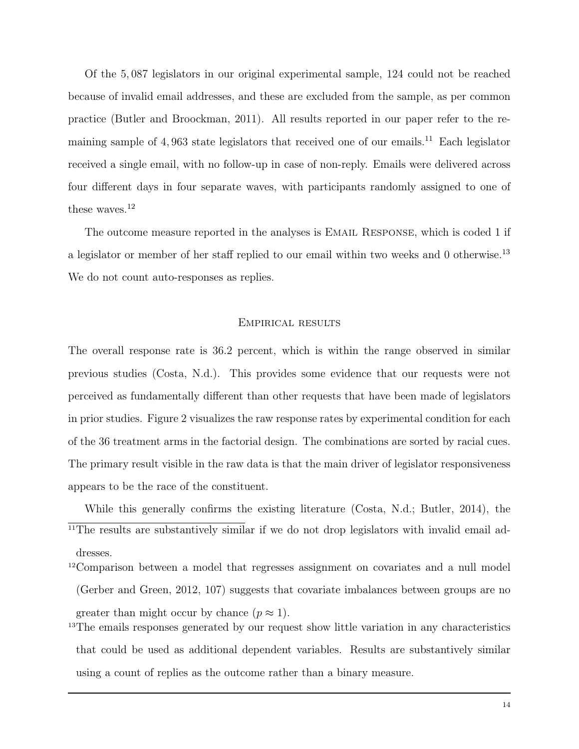Of the 5,087 legislators in our original experimental sample, 124 could not be reached because of invalid email addresses, and these are excluded from the sample, as per common practice (Butler and Broockman, 2011). All results reported in our paper refer to the remaining sample of 4,963 state legislators that received one of our emails.[11] Each legislator received a single email, with no follow-up in case of non-reply. Emails were delivered across four different days in four separate waves, with participants randomly assigned to one of these waves.[12]

The outcome measure reported in the analyses is Email Response, which is coded 1 if a legislator or member of her staff replied to our email within two weeks and 0 otherwise.[13] We do not count auto-responses as replies.

## Empirical results

The overall response rate is 36.2 percent, which is within the range observed in similar previous studies (Costa, N.d.). This provides some evidence that our requests were not perceived as fundamentally different than other requests that have been made of legislators in prior studies. Figure 2 visualizes the raw response rates by experimental condition for each of the 36 treatment arms in the factorial design. The combinations are sorted by racial cues. The primary result visible in the raw data is that the main driver of legislator responsiveness appears to be the race of the constituent.

While this generally confirms the existing literature (Costa, N.d.; Butler, 2014), the

[11] The results are substantively similar if we do not drop legislators with invalid email addresses.

[12] Comparison between a model that regresses assignment on covariates and a null model (Gerber and Green, 2012, 107) suggests that covariate imbalances between groups are no greater than might occur by chance ($p \approx 1$).

[13] The emails responses generated by our request show little variation in any characteristics that could be used as additional dependent variables. Results are substantively similar using a count of replies as the outcome rather than a binary measure.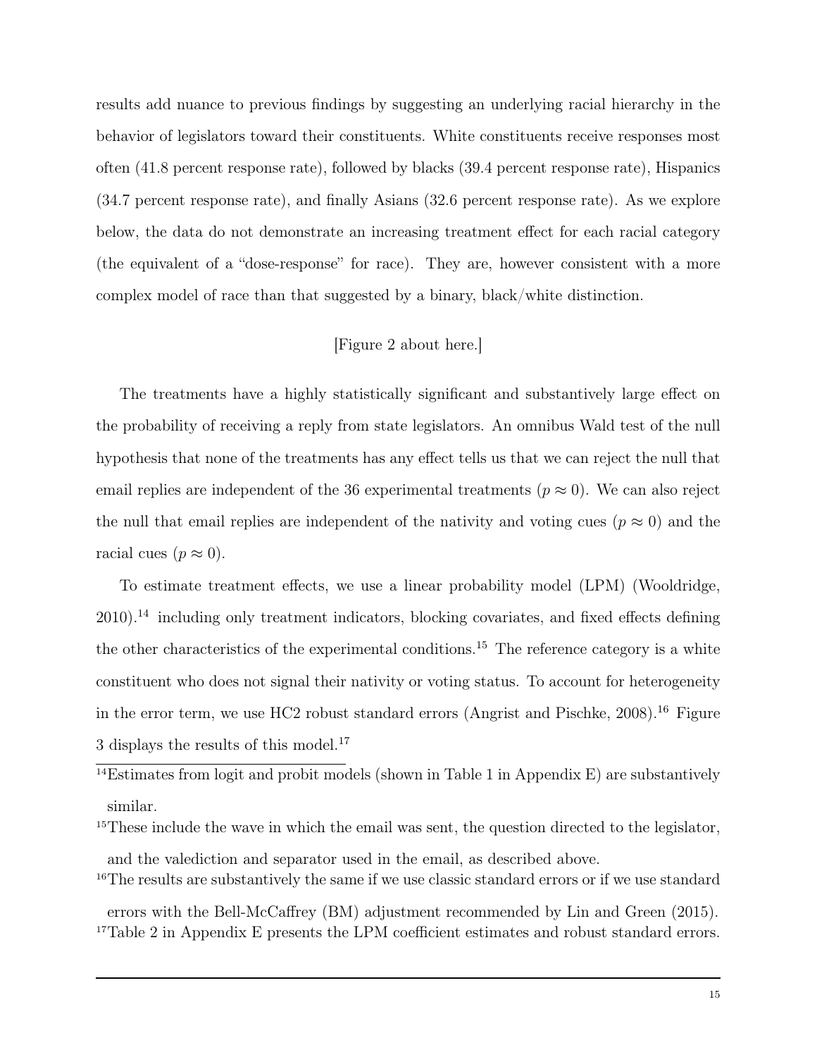results add nuance to previous findings by suggesting an underlying racial hierarchy in the behavior of legislators toward their constituents. White constituents receive responses most often (41.8 percent response rate), followed by blacks (39.4 percent response rate), Hispanics (34.7 percent response rate), and finally Asians (32.6 percent response rate). As we explore below, the data do not demonstrate an increasing treatment effect for each racial category (the equivalent of a "dose-response" for race). They are, however consistent with a more complex model of race than that suggested by a binary, black/white distinction.

[Figure 2 about here.]

The treatments have a highly statistically significant and substantively large effect on the probability of receiving a reply from state legislators. An omnibus Wald test of the null hypothesis that none of the treatments has any effect tells us that we can reject the null that email replies are independent of the 36 experimental treatments ($p \approx 0$). We can also reject the null that email replies are independent of the nativity and voting cues ($p \approx 0$) and the racial cues ($p \approx 0$).

To estimate treatment effects, we use a linear probability model (LPM) (Wooldridge, 2010).[14] including only treatment indicators, blocking covariates, and fixed effects defining the other characteristics of the experimental conditions.[15] The reference category is a white constituent who does not signal their nativity or voting status. To account for heterogeneity in the error term, we use HC2 robust standard errors (Angrist and Pischke, 2008).[16] Figure 3 displays the results of this model.[17]

---

[14]Estimates from logit and probit models (shown in Table 1 in Appendix E) are substantively similar.

[15]These include the wave in which the email was sent, the question directed to the legislator, and the valediction and separator used in the email, as described above.

[16]The results are substantively the same if we use classic standard errors or if we use standard errors with the Bell-McCaffrey (BM) adjustment recommended by Lin and Green (2015).

[17]Table 2 in Appendix E presents the LPM coefficient estimates and robust standard errors.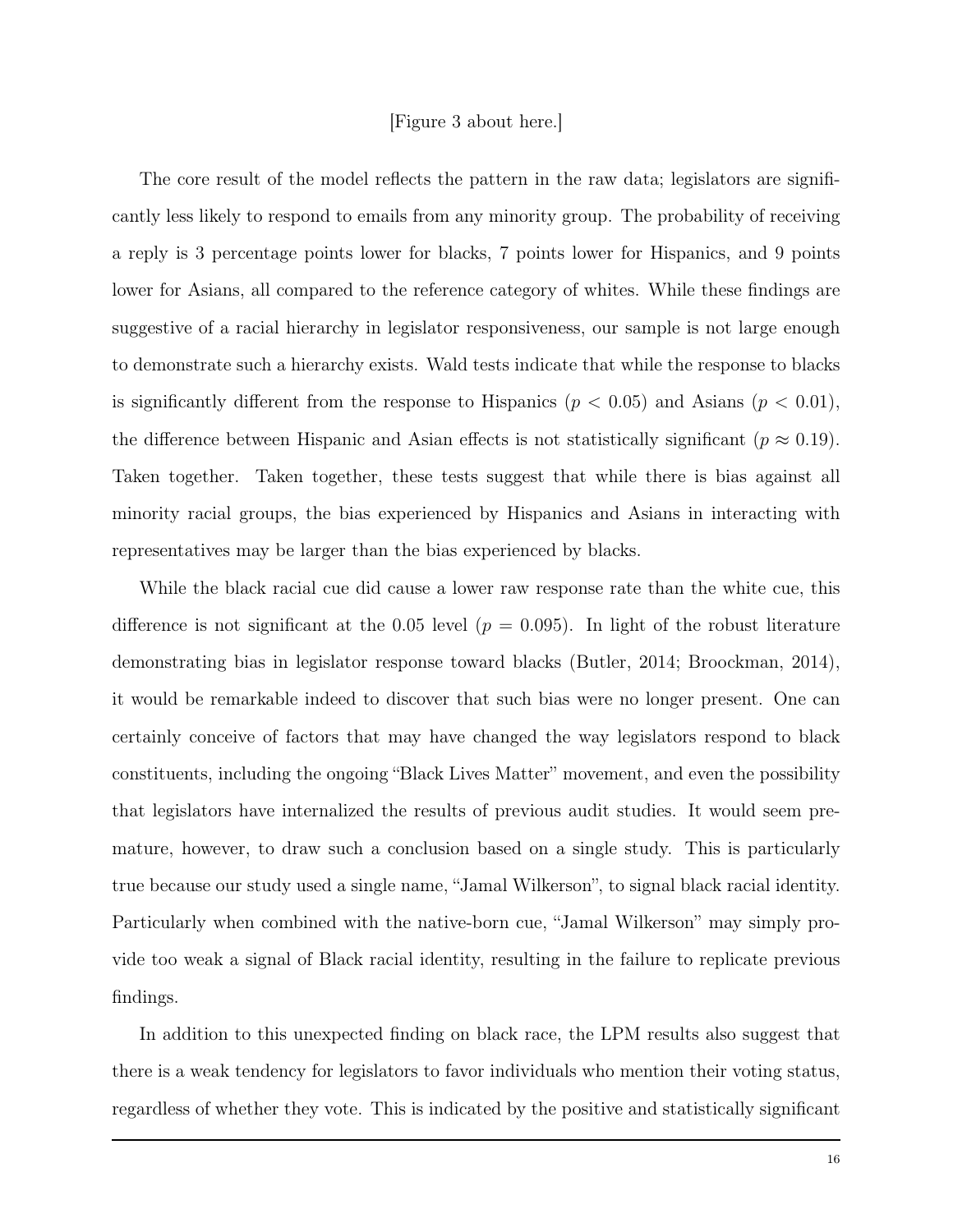[Figure 3 about here.]

The core result of the model reflects the pattern in the raw data; legislators are significantly less likely to respond to emails from any minority group. The probability of receiving a reply is 3 percentage points lower for blacks, 7 points lower for Hispanics, and 9 points lower for Asians, all compared to the reference category of whites. While these findings are suggestive of a racial hierarchy in legislator responsiveness, our sample is not large enough to demonstrate such a hierarchy exists. Wald tests indicate that while the response to blacks is significantly different from the response to Hispanics ($p < 0.05$) and Asians ($p < 0.01$), the difference between Hispanic and Asian effects is not statistically significant ($p \approx 0.19$). Taken together. Taken together, these tests suggest that while there is bias against all minority racial groups, the bias experienced by Hispanics and Asians in interacting with representatives may be larger than the bias experienced by blacks.

While the black racial cue did cause a lower raw response rate than the white cue, this difference is not significant at the 0.05 level ($p = 0.095$). In light of the robust literature demonstrating bias in legislator response toward blacks (Butler, 2014; Broockman, 2014), it would be remarkable indeed to discover that such bias were no longer present. One can certainly conceive of factors that may have changed the way legislators respond to black constituents, including the ongoing "Black Lives Matter" movement, and even the possibility that legislators have internalized the results of previous audit studies. It would seem premature, however, to draw such a conclusion based on a single study. This is particularly true because our study used a single name, "Jamal Wilkerson", to signal black racial identity. Particularly when combined with the native-born cue, "Jamal Wilkerson" may simply provide too weak a signal of Black racial identity, resulting in the failure to replicate previous findings.

In addition to this unexpected finding on black race, the LPM results also suggest that there is a weak tendency for legislators to favor individuals who mention their voting status, regardless of whether they vote. This is indicated by the positive and statistically significant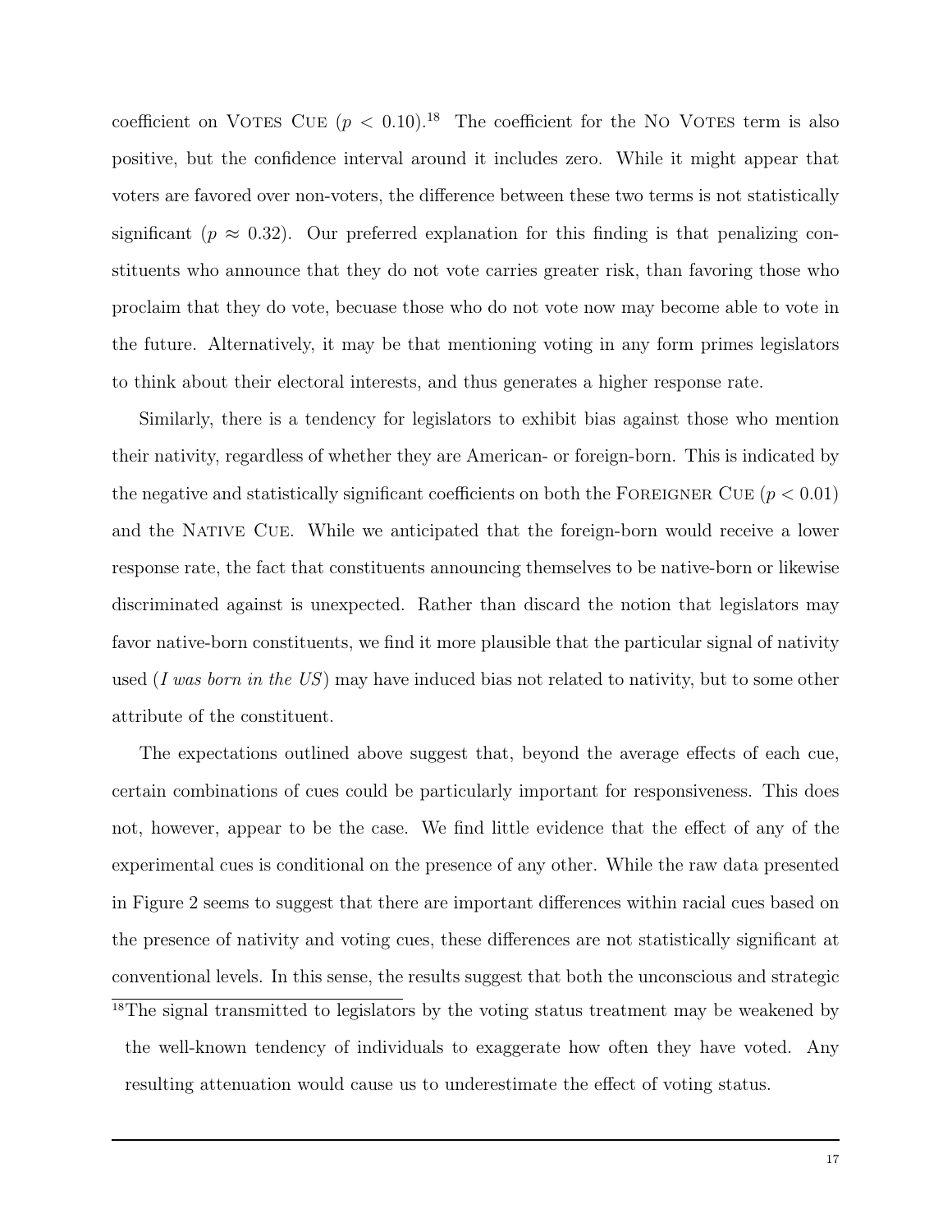coefficient on Votes Cue ($p < 0.10$).[18] The coefficient for the No Votes term is also positive, but the confidence interval around it includes zero. While it might appear that voters are favored over non-voters, the difference between these two terms is not statistically significant ($p \approx 0.32$). Our preferred explanation for this finding is that penalizing constituents who announce that they do not vote carries greater risk, than favoring those who proclaim that they do vote, becuase those who do not vote now may become able to vote in the future. Alternatively, it may be that mentioning voting in any form primes legislators to think about their electoral interests, and thus generates a higher response rate.

Similarly, there is a tendency for legislators to exhibit bias against those who mention their nativity, regardless of whether they are American- or foreign-born. This is indicated by the negative and statistically significant coefficients on both the Foreigner Cue ($p < 0.01$) and the Native Cue. While we anticipated that the foreign-born would receive a lower response rate, the fact that constituents announcing themselves to be native-born or likewise discriminated against is unexpected. Rather than discard the notion that legislators may favor native-born constituents, we find it more plausible that the particular signal of nativity used (*I was born in the US*) may have induced bias not related to nativity, but to some other attribute of the constituent.

The expectations outlined above suggest that, beyond the average effects of each cue, certain combinations of cues could be particularly important for responsiveness. This does not, however, appear to be the case. We find little evidence that the effect of any of the experimental cues is conditional on the presence of any other. While the raw data presented in Figure 2 seems to suggest that there are important differences within racial cues based on the presence of nativity and voting cues, these differences are not statistically significant at conventional levels. In this sense, the results suggest that both the unconscious and strategic

[18] The signal transmitted to legislators by the voting status treatment may be weakened by the well-known tendency of individuals to exaggerate how often they have voted. Any resulting attenuation would cause us to underestimate the effect of voting status.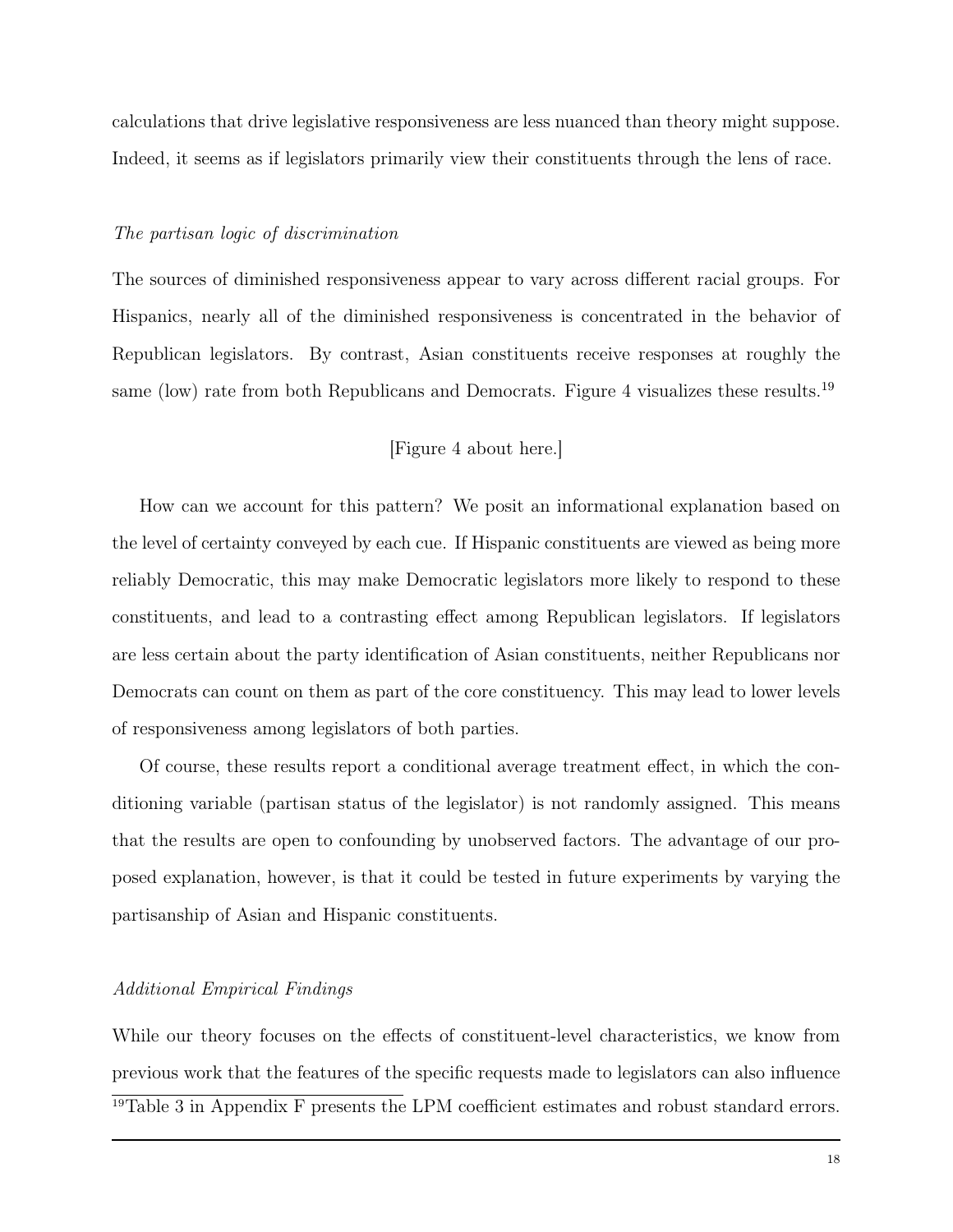calculations that drive legislative responsiveness are less nuanced than theory might suppose. Indeed, it seems as if legislators primarily view their constituents through the lens of race.

*The partisan logic of discrimination*

The sources of diminished responsiveness appear to vary across different racial groups. For Hispanics, nearly all of the diminished responsiveness is concentrated in the behavior of Republican legislators. By contrast, Asian constituents receive responses at roughly the same (low) rate from both Republicans and Democrats. Figure 4 visualizes these results.[19]

[Figure 4 about here.]

How can we account for this pattern? We posit an informational explanation based on the level of certainty conveyed by each cue. If Hispanic constituents are viewed as being more reliably Democratic, this may make Democratic legislators more likely to respond to these constituents, and lead to a contrasting effect among Republican legislators. If legislators are less certain about the party identification of Asian constituents, neither Republicans nor Democrats can count on them as part of the core constituency. This may lead to lower levels of responsiveness among legislators of both parties.

Of course, these results report a conditional average treatment effect, in which the conditioning variable (partisan status of the legislator) is not randomly assigned. This means that the results are open to confounding by unobserved factors. The advantage of our proposed explanation, however, is that it could be tested in future experiments by varying the partisanship of Asian and Hispanic constituents.

*Additional Empirical Findings*

While our theory focuses on the effects of constituent-level characteristics, we know from previous work that the features of the specific requests made to legislators can also influence

[19]Table 3 in Appendix F presents the LPM coefficient estimates and robust standard errors.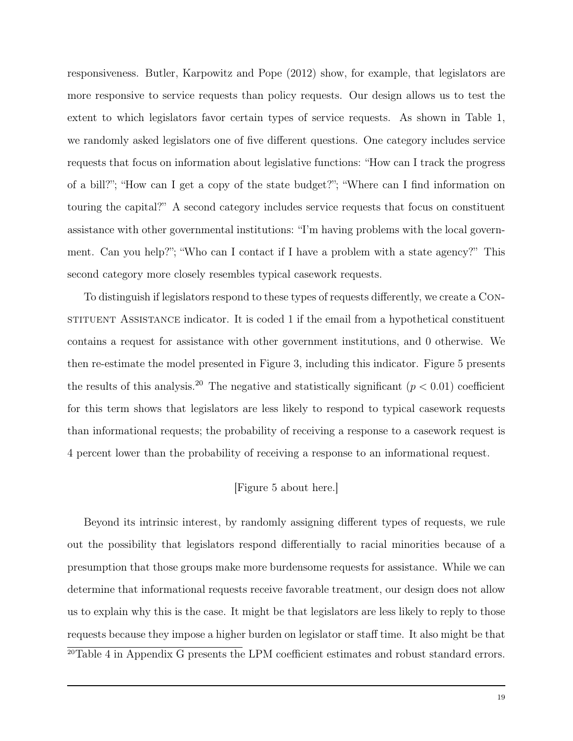responsiveness. Butler, Karpowitz and Pope (2012) show, for example, that legislators are more responsive to service requests than policy requests. Our design allows us to test the extent to which legislators favor certain types of service requests. As shown in Table 1, we randomly asked legislators one of five different questions. One category includes service requests that focus on information about legislative functions: "How can I track the progress of a bill?"; "How can I get a copy of the state budget?"; "Where can I find information on touring the capital?" A second category includes service requests that focus on constituent assistance with other governmental institutions: "I'm having problems with the local government. Can you help?"; "Who can I contact if I have a problem with a state agency?" This second category more closely resembles typical casework requests.

To distinguish if legislators respond to these types of requests differently, we create a Constituent Assistance indicator. It is coded 1 if the email from a hypothetical constituent contains a request for assistance with other government institutions, and 0 otherwise. We then re-estimate the model presented in Figure 3, including this indicator. Figure 5 presents the results of this analysis.[20] The negative and statistically significant ($p < 0.01$) coefficient for this term shows that legislators are less likely to respond to typical casework requests than informational requests; the probability of receiving a response to a casework request is 4 percent lower than the probability of receiving a response to an informational request.

[Figure 5 about here.]

Beyond its intrinsic interest, by randomly assigning different types of requests, we rule out the possibility that legislators respond differentially to racial minorities because of a presumption that those groups make more burdensome requests for assistance. While we can determine that informational requests receive favorable treatment, our design does not allow us to explain why this is the case. It might be that legislators are less likely to reply to those requests because they impose a higher burden on legislator or staff time. It also might be that

[20] Table 4 in Appendix G presents the LPM coefficient estimates and robust standard errors.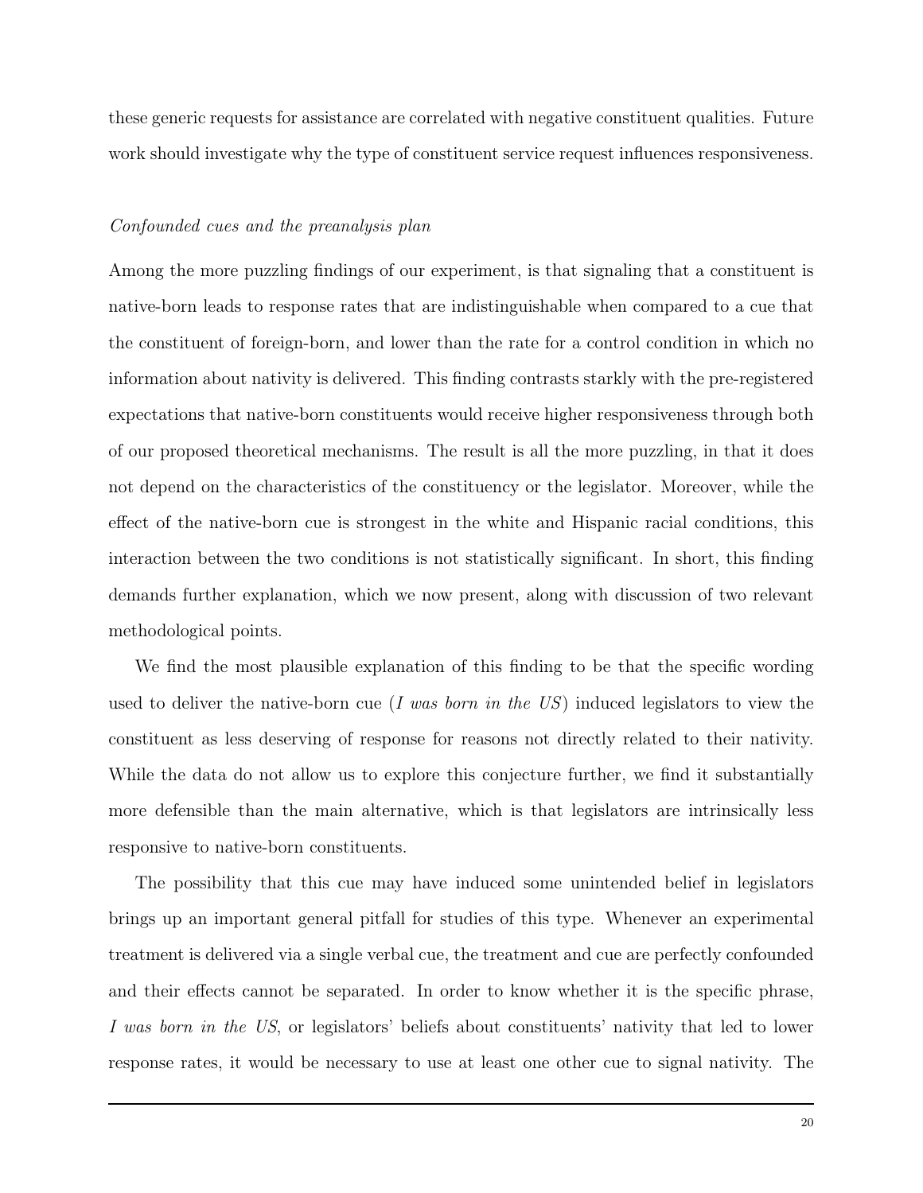these generic requests for assistance are correlated with negative constituent qualities. Future work should investigate why the type of constituent service request influences responsiveness.

*Confounded cues and the preanalysis plan*

Among the more puzzling findings of our experiment, is that signaling that a constituent is native-born leads to response rates that are indistinguishable when compared to a cue that the constituent of foreign-born, and lower than the rate for a control condition in which no information about nativity is delivered. This finding contrasts starkly with the pre-registered expectations that native-born constituents would receive higher responsiveness through both of our proposed theoretical mechanisms. The result is all the more puzzling, in that it does not depend on the characteristics of the constituency or the legislator. Moreover, while the effect of the native-born cue is strongest in the white and Hispanic racial conditions, this interaction between the two conditions is not statistically significant. In short, this finding demands further explanation, which we now present, along with discussion of two relevant methodological points.

We find the most plausible explanation of this finding to be that the specific wording used to deliver the native-born cue (*I was born in the US*) induced legislators to view the constituent as less deserving of response for reasons not directly related to their nativity. While the data do not allow us to explore this conjecture further, we find it substantially more defensible than the main alternative, which is that legislators are intrinsically less responsive to native-born constituents.

The possibility that this cue may have induced some unintended belief in legislators brings up an important general pitfall for studies of this type. Whenever an experimental treatment is delivered via a single verbal cue, the treatment and cue are perfectly confounded and their effects cannot be separated. In order to know whether it is the specific phrase, *I was born in the US*, or legislators' beliefs about constituents' nativity that led to lower response rates, it would be necessary to use at least one other cue to signal nativity. The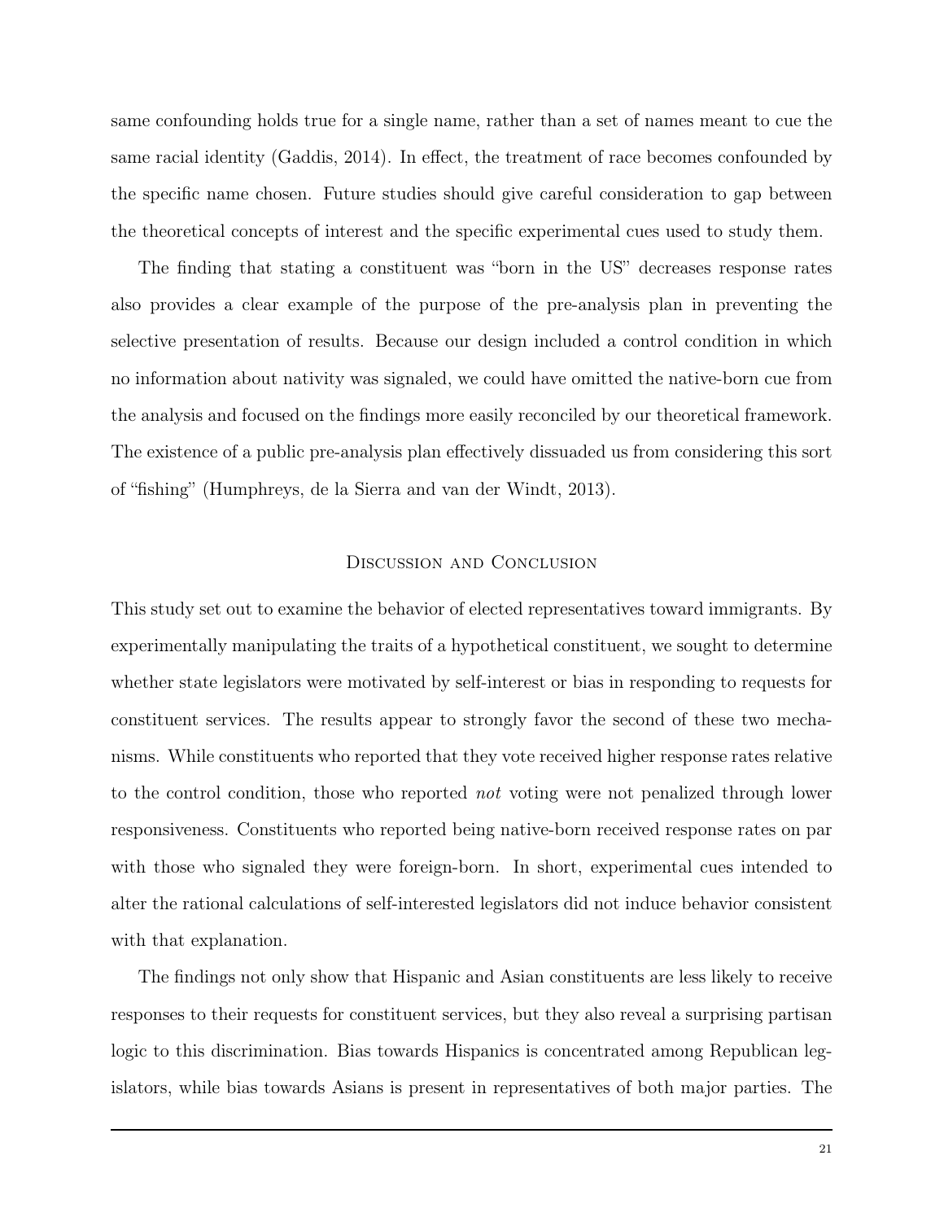same confounding holds true for a single name, rather than a set of names meant to cue the same racial identity (Gaddis, 2014). In effect, the treatment of race becomes confounded by the specific name chosen. Future studies should give careful consideration to gap between the theoretical concepts of interest and the specific experimental cues used to study them.

The finding that stating a constituent was "born in the US" decreases response rates also provides a clear example of the purpose of the pre-analysis plan in preventing the selective presentation of results. Because our design included a control condition in which no information about nativity was signaled, we could have omitted the native-born cue from the analysis and focused on the findings more easily reconciled by our theoretical framework. The existence of a public pre-analysis plan effectively dissuaded us from considering this sort of "fishing" (Humphreys, de la Sierra and van der Windt, 2013).

## Discussion and Conclusion

This study set out to examine the behavior of elected representatives toward immigrants. By experimentally manipulating the traits of a hypothetical constituent, we sought to determine whether state legislators were motivated by self-interest or bias in responding to requests for constituent services. The results appear to strongly favor the second of these two mechanisms. While constituents who reported that they vote received higher response rates relative to the control condition, those who reported *not* voting were not penalized through lower responsiveness. Constituents who reported being native-born received response rates on par with those who signaled they were foreign-born. In short, experimental cues intended to alter the rational calculations of self-interested legislators did not induce behavior consistent with that explanation.

The findings not only show that Hispanic and Asian constituents are less likely to receive responses to their requests for constituent services, but they also reveal a surprising partisan logic to this discrimination. Bias towards Hispanics is concentrated among Republican legislators, while bias towards Asians is present in representatives of both major parties. The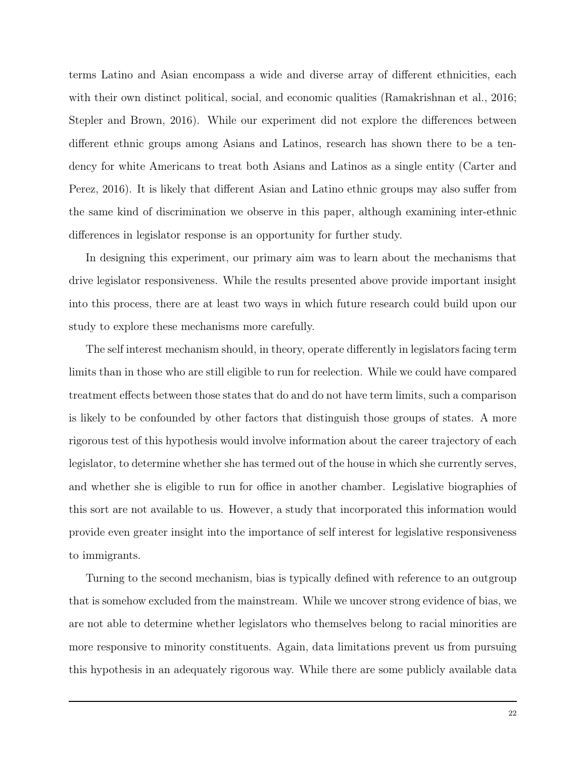terms Latino and Asian encompass a wide and diverse array of different ethnicities, each with their own distinct political, social, and economic qualities (Ramakrishnan et al., 2016; Stepler and Brown, 2016). While our experiment did not explore the differences between different ethnic groups among Asians and Latinos, research has shown there to be a tendency for white Americans to treat both Asians and Latinos as a single entity (Carter and Perez, 2016). It is likely that different Asian and Latino ethnic groups may also suffer from the same kind of discrimination we observe in this paper, although examining inter-ethnic differences in legislator response is an opportunity for further study.

In designing this experiment, our primary aim was to learn about the mechanisms that drive legislator responsiveness. While the results presented above provide important insight into this process, there are at least two ways in which future research could build upon our study to explore these mechanisms more carefully.

The self interest mechanism should, in theory, operate differently in legislators facing term limits than in those who are still eligible to run for reelection. While we could have compared treatment effects between those states that do and do not have term limits, such a comparison is likely to be confounded by other factors that distinguish those groups of states. A more rigorous test of this hypothesis would involve information about the career trajectory of each legislator, to determine whether she has termed out of the house in which she currently serves, and whether she is eligible to run for office in another chamber. Legislative biographies of this sort are not available to us. However, a study that incorporated this information would provide even greater insight into the importance of self interest for legislative responsiveness to immigrants.

Turning to the second mechanism, bias is typically defined with reference to an outgroup that is somehow excluded from the mainstream. While we uncover strong evidence of bias, we are not able to determine whether legislators who themselves belong to racial minorities are more responsive to minority constituents. Again, data limitations prevent us from pursuing this hypothesis in an adequately rigorous way. While there are some publicly available data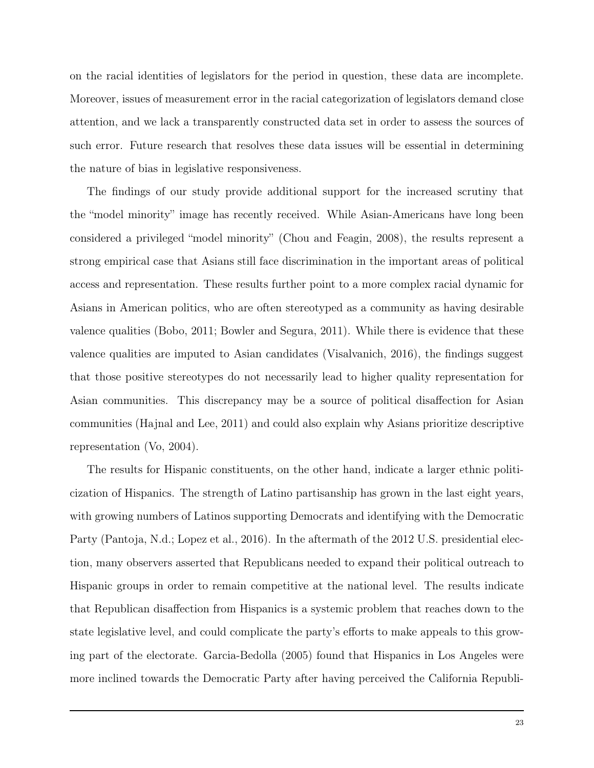on the racial identities of legislators for the period in question, these data are incomplete. Moreover, issues of measurement error in the racial categorization of legislators demand close attention, and we lack a transparently constructed data set in order to assess the sources of such error. Future research that resolves these data issues will be essential in determining the nature of bias in legislative responsiveness.

The findings of our study provide additional support for the increased scrutiny that the "model minority" image has recently received. While Asian-Americans have long been considered a privileged "model minority" (Chou and Feagin, 2008), the results represent a strong empirical case that Asians still face discrimination in the important areas of political access and representation. These results further point to a more complex racial dynamic for Asians in American politics, who are often stereotyped as a community as having desirable valence qualities (Bobo, 2011; Bowler and Segura, 2011). While there is evidence that these valence qualities are imputed to Asian candidates (Visalvanich, 2016), the findings suggest that those positive stereotypes do not necessarily lead to higher quality representation for Asian communities. This discrepancy may be a source of political disaffection for Asian communities (Hajnal and Lee, 2011) and could also explain why Asians prioritize descriptive representation (Vo, 2004).

The results for Hispanic constituents, on the other hand, indicate a larger ethnic politicization of Hispanics. The strength of Latino partisanship has grown in the last eight years, with growing numbers of Latinos supporting Democrats and identifying with the Democratic Party (Pantoja, N.d.; Lopez et al., 2016). In the aftermath of the 2012 U.S. presidential election, many observers asserted that Republicans needed to expand their political outreach to Hispanic groups in order to remain competitive at the national level. The results indicate that Republican disaffection from Hispanics is a systemic problem that reaches down to the state legislative level, and could complicate the party's efforts to make appeals to this growing part of the electorate. Garcia-Bedolla (2005) found that Hispanics in Los Angeles were more inclined towards the Democratic Party after having perceived the California Republi-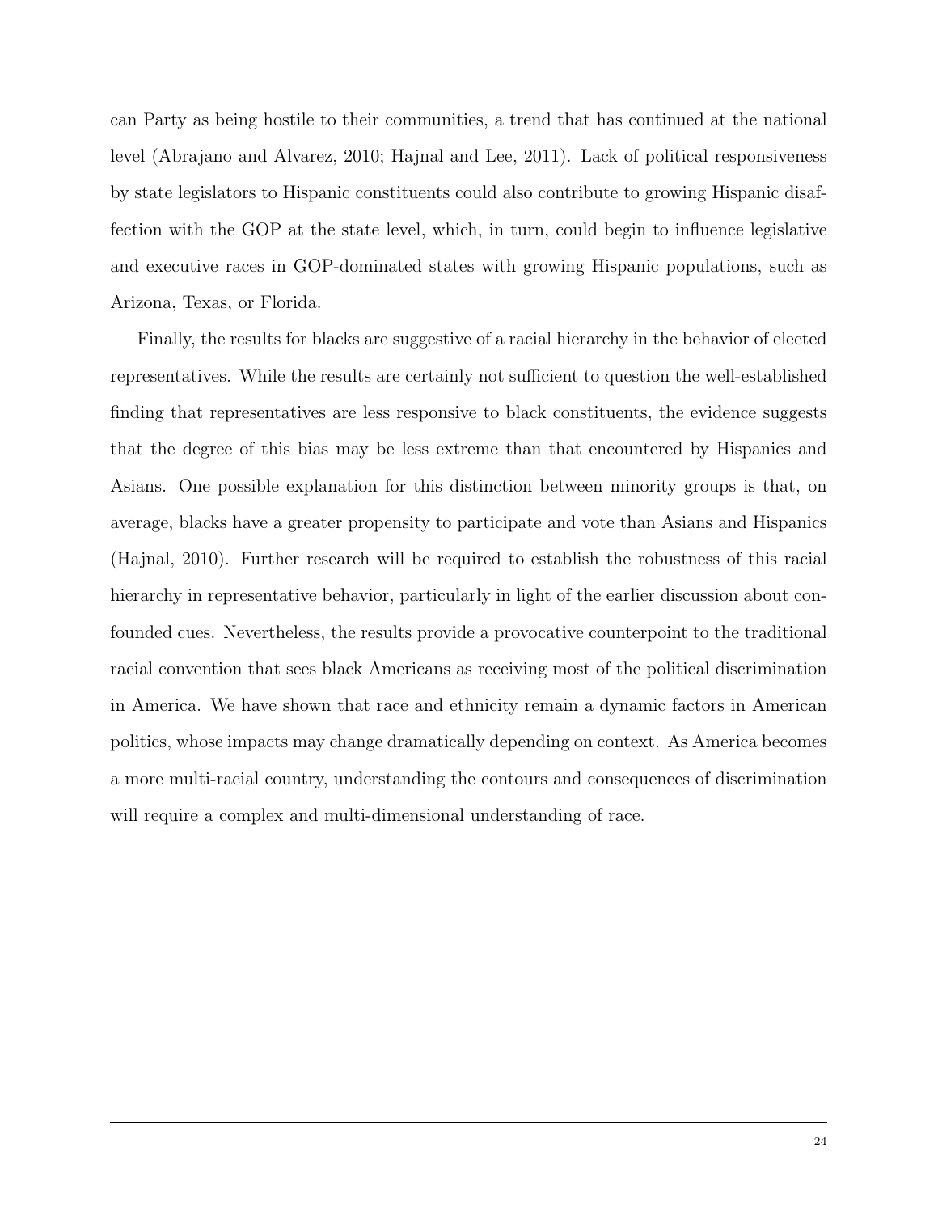can Party as being hostile to their communities, a trend that has continued at the national level (Abrajano and Alvarez, 2010; Hajnal and Lee, 2011). Lack of political responsiveness by state legislators to Hispanic constituents could also contribute to growing Hispanic disaffection with the GOP at the state level, which, in turn, could begin to influence legislative and executive races in GOP-dominated states with growing Hispanic populations, such as Arizona, Texas, or Florida.

Finally, the results for blacks are suggestive of a racial hierarchy in the behavior of elected representatives. While the results are certainly not sufficient to question the well-established finding that representatives are less responsive to black constituents, the evidence suggests that the degree of this bias may be less extreme than that encountered by Hispanics and Asians. One possible explanation for this distinction between minority groups is that, on average, blacks have a greater propensity to participate and vote than Asians and Hispanics (Hajnal, 2010). Further research will be required to establish the robustness of this racial hierarchy in representative behavior, particularly in light of the earlier discussion about confounded cues. Nevertheless, the results provide a provocative counterpoint to the traditional racial convention that sees black Americans as receiving most of the political discrimination in America. We have shown that race and ethnicity remain a dynamic factors in American politics, whose impacts may change dramatically depending on context. As America becomes a more multi-racial country, understanding the contours and consequences of discrimination will require a complex and multi-dimensional understanding of race.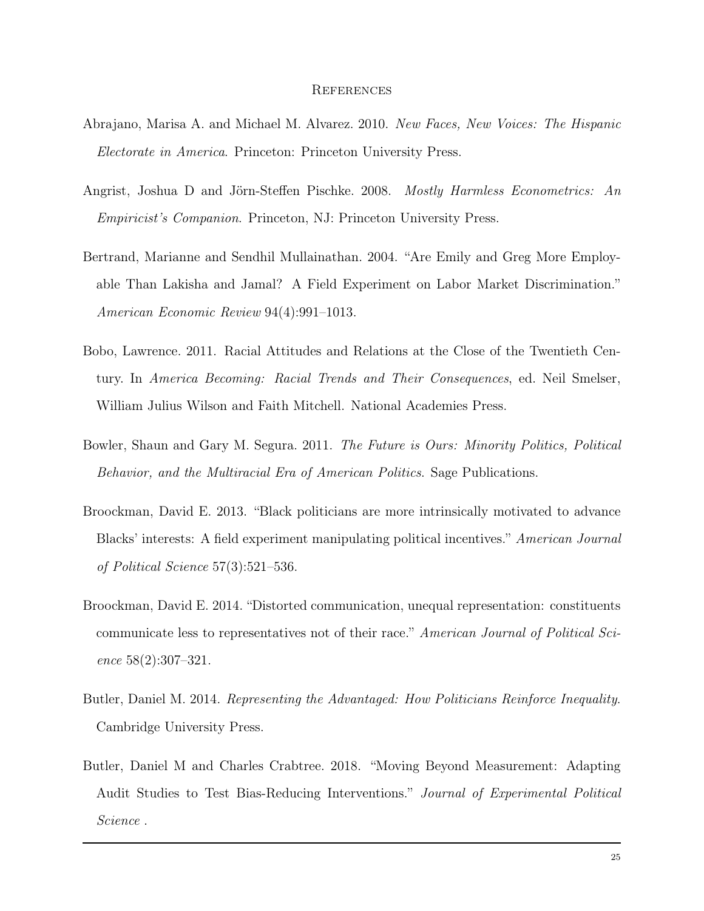# References

Abrajano, Marisa A. and Michael M. Alvarez. 2010. *New Faces, New Voices: The Hispanic Electorate in America*. Princeton: Princeton University Press.

Angrist, Joshua D and Jörn-Steffen Pischke. 2008. *Mostly Harmless Econometrics: An Empiricist's Companion*. Princeton, NJ: Princeton University Press.

Bertrand, Marianne and Sendhil Mullainathan. 2004. "Are Emily and Greg More Employable Than Lakisha and Jamal? A Field Experiment on Labor Market Discrimination." *American Economic Review* 94(4):991–1013.

Bobo, Lawrence. 2011. Racial Attitudes and Relations at the Close of the Twentieth Century. In *America Becoming: Racial Trends and Their Consequences*, ed. Neil Smelser, William Julius Wilson and Faith Mitchell. National Academies Press.

Bowler, Shaun and Gary M. Segura. 2011. *The Future is Ours: Minority Politics, Political Behavior, and the Multiracial Era of American Politics*. Sage Publications.

Broockman, David E. 2013. "Black politicians are more intrinsically motivated to advance Blacks' interests: A field experiment manipulating political incentives." *American Journal of Political Science* 57(3):521–536.

Broockman, David E. 2014. "Distorted communication, unequal representation: constituents communicate less to representatives not of their race." *American Journal of Political Science* 58(2):307–321.

Butler, Daniel M. 2014. *Representing the Advantaged: How Politicians Reinforce Inequality.* Cambridge University Press.

Butler, Daniel M and Charles Crabtree. 2018. "Moving Beyond Measurement: Adapting Audit Studies to Test Bias-Reducing Interventions." *Journal of Experimental Political Science* .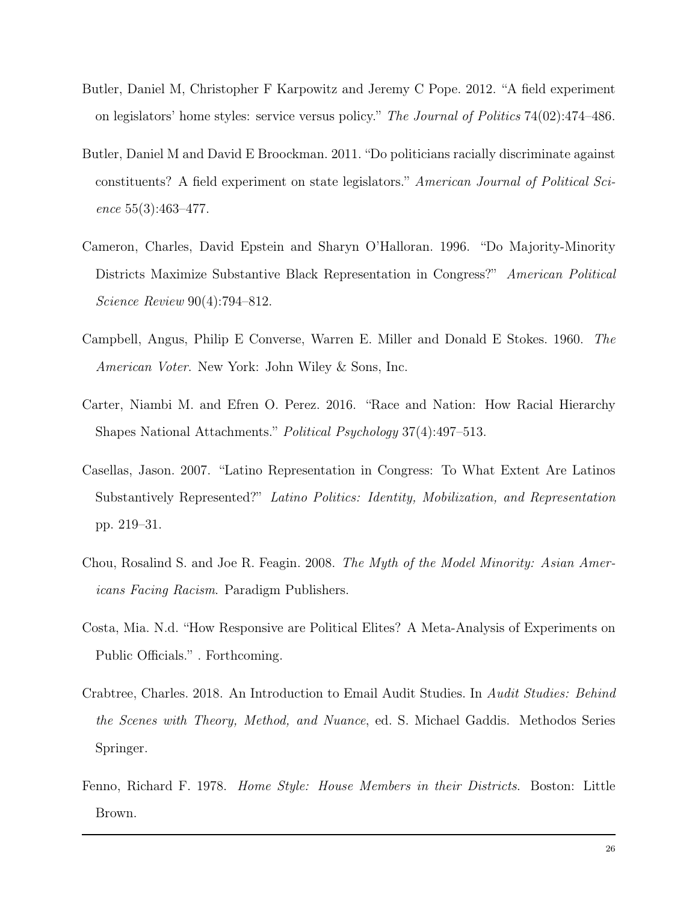Butler, Daniel M, Christopher F Karpowitz and Jeremy C Pope. 2012. "A field experiment on legislators' home styles: service versus policy." *The Journal of Politics* 74(02):474–486.

Butler, Daniel M and David E Broockman. 2011. "Do politicians racially discriminate against constituents? A field experiment on state legislators." *American Journal of Political Science* 55(3):463–477.

Cameron, Charles, David Epstein and Sharyn O'Halloran. 1996. "Do Majority-Minority Districts Maximize Substantive Black Representation in Congress?" *American Political Science Review* 90(4):794–812.

Campbell, Angus, Philip E Converse, Warren E. Miller and Donald E Stokes. 1960. *The American Voter*. New York: John Wiley & Sons, Inc.

Carter, Niambi M. and Efren O. Perez. 2016. "Race and Nation: How Racial Hierarchy Shapes National Attachments." *Political Psychology* 37(4):497–513.

Casellas, Jason. 2007. "Latino Representation in Congress: To What Extent Are Latinos Substantively Represented?" *Latino Politics: Identity, Mobilization, and Representation* pp. 219–31.

Chou, Rosalind S. and Joe R. Feagin. 2008. *The Myth of the Model Minority: Asian Americans Facing Racism*. Paradigm Publishers.

Costa, Mia. N.d. "How Responsive are Political Elites? A Meta-Analysis of Experiments on Public Officials." . Forthcoming.

Crabtree, Charles. 2018. An Introduction to Email Audit Studies. In *Audit Studies: Behind the Scenes with Theory, Method, and Nuance*, ed. S. Michael Gaddis. Methodos Series Springer.

Fenno, Richard F. 1978. *Home Style: House Members in their Districts*. Boston: Little Brown.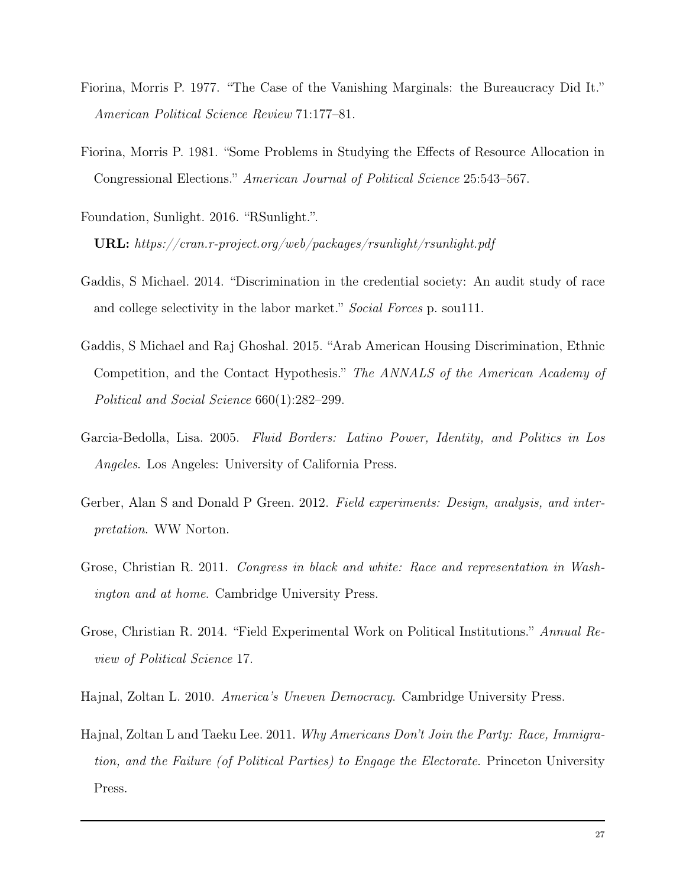Fiorina, Morris P. 1977. "The Case of the Vanishing Marginals: the Bureaucracy Did It." *American Political Science Review* 71:177–81.

Fiorina, Morris P. 1981. "Some Problems in Studying the Effects of Resource Allocation in Congressional Elections." *American Journal of Political Science* 25:543–567.

Foundation, Sunlight. 2016. "RSunlight.".
**URL:** *https://cran.r-project.org/web/packages/rsunlight/rsunlight.pdf*

Gaddis, S Michael. 2014. "Discrimination in the credential society: An audit study of race and college selectivity in the labor market." *Social Forces* p. sou111.

Gaddis, S Michael and Raj Ghoshal. 2015. "Arab American Housing Discrimination, Ethnic Competition, and the Contact Hypothesis." *The ANNALS of the American Academy of Political and Social Science* 660(1):282–299.

Garcia-Bedolla, Lisa. 2005. *Fluid Borders: Latino Power, Identity, and Politics in Los Angeles*. Los Angeles: University of California Press.

Gerber, Alan S and Donald P Green. 2012. *Field experiments: Design, analysis, and interpretation*. WW Norton.

Grose, Christian R. 2011. *Congress in black and white: Race and representation in Washington and at home*. Cambridge University Press.

Grose, Christian R. 2014. "Field Experimental Work on Political Institutions." *Annual Review of Political Science* 17.

Hajnal, Zoltan L. 2010. *America's Uneven Democracy*. Cambridge University Press.

Hajnal, Zoltan L and Taeku Lee. 2011. *Why Americans Don't Join the Party: Race, Immigration, and the Failure (of Political Parties) to Engage the Electorate*. Princeton University Press.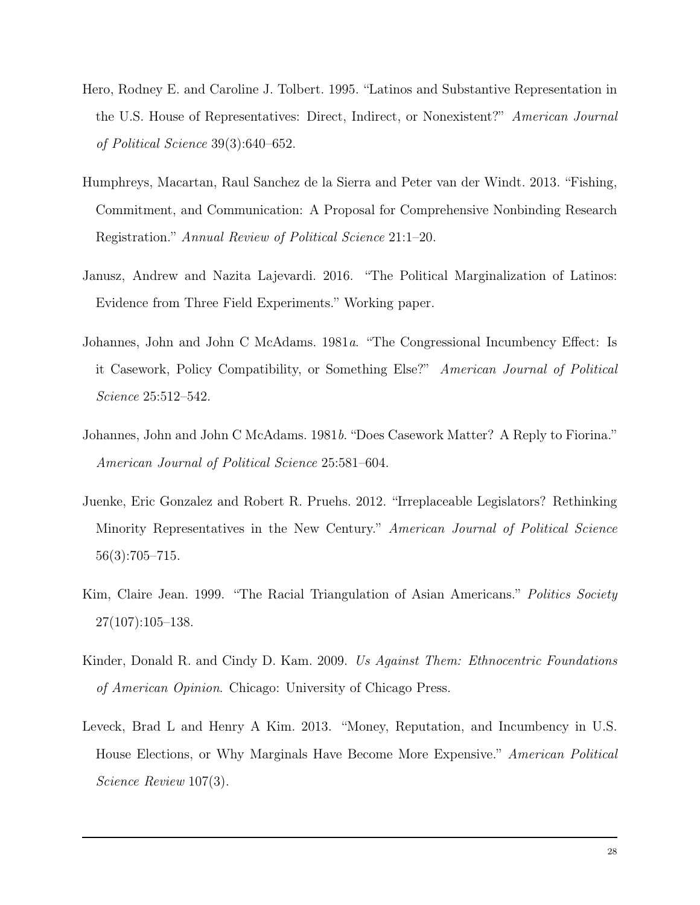Hero, Rodney E. and Caroline J. Tolbert. 1995. "Latinos and Substantive Representation in the U.S. House of Representatives: Direct, Indirect, or Nonexistent?" *American Journal of Political Science* 39(3):640–652.

Humphreys, Macartan, Raul Sanchez de la Sierra and Peter van der Windt. 2013. "Fishing, Commitment, and Communication: A Proposal for Comprehensive Nonbinding Research Registration." *Annual Review of Political Science* 21:1–20.

Janusz, Andrew and Nazita Lajevardi. 2016. "The Political Marginalization of Latinos: Evidence from Three Field Experiments." Working paper.

Johannes, John and John C McAdams. 1981*a*. "The Congressional Incumbency Effect: Is it Casework, Policy Compatibility, or Something Else?" *American Journal of Political Science* 25:512–542.

Johannes, John and John C McAdams. 1981*b*. "Does Casework Matter? A Reply to Fiorina." *American Journal of Political Science* 25:581–604.

Juenke, Eric Gonzalez and Robert R. Preuhs. 2012. "Irreplaceable Legislators? Rethinking Minority Representatives in the New Century." *American Journal of Political Science* 56(3):705–715.

Kim, Claire Jean. 1999. "The Racial Triangulation of Asian Americans." *Politics Society* 27(107):105–138.

Kinder, Donald R. and Cindy D. Kam. 2009. *Us Against Them: Ethnocentric Foundations of American Opinion*. Chicago: University of Chicago Press.

Leveck, Brad L and Henry A Kim. 2013. "Money, Reputation, and Incumbency in U.S. House Elections, or Why Marginals Have Become More Expensive." *American Political Science Review* 107(3).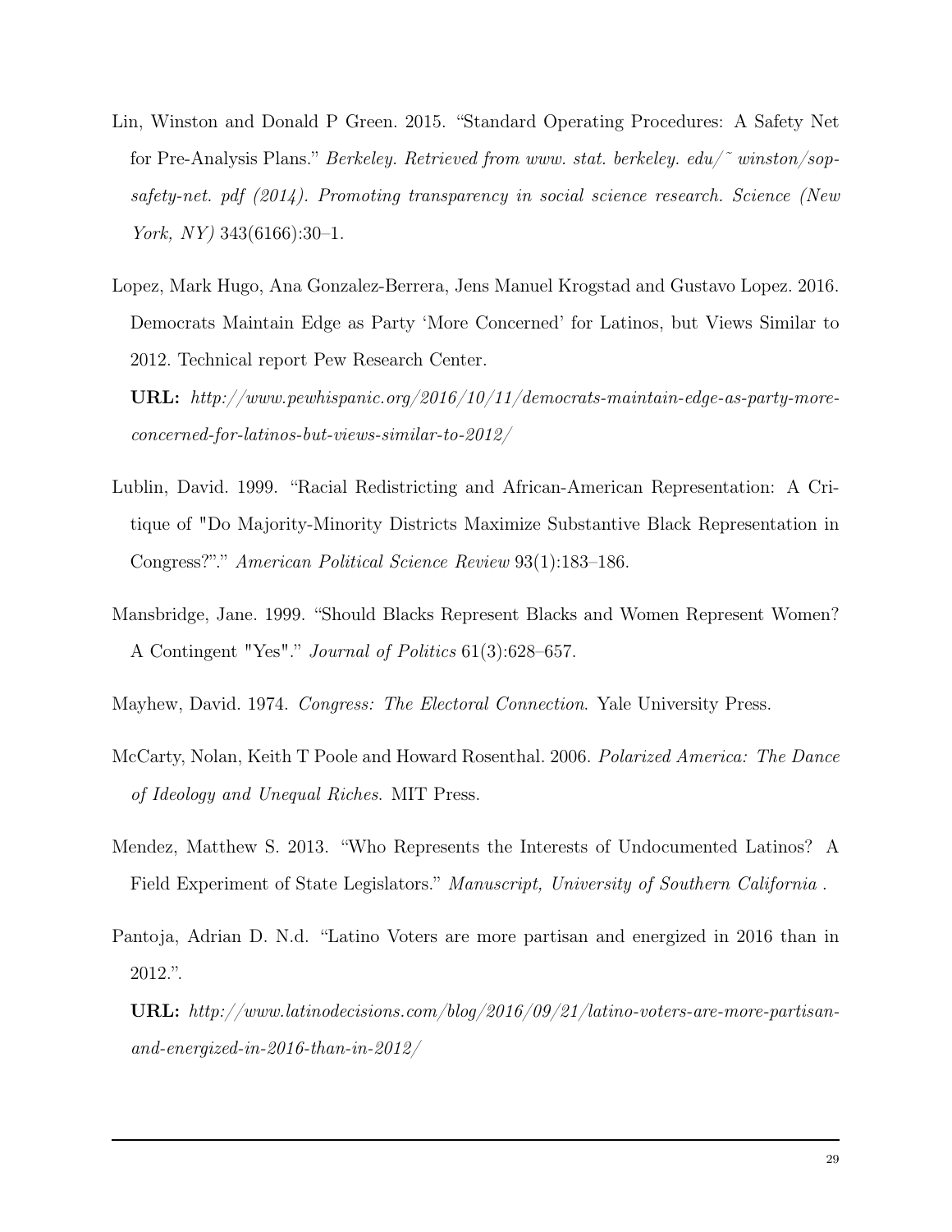Lin, Winston and Donald P Green. 2015. "Standard Operating Procedures: A Safety Net for Pre-Analysis Plans." *Berkeley. Retrieved from www. stat. berkeley. edu/˜ winston/sop-safety-net. pdf (2014). Promoting transparency in social science research. Science (New York, NY)* 343(6166):30–1.

Lopez, Mark Hugo, Ana Gonzalez-Berrera, Jens Manuel Krogstad and Gustavo Lopez. 2016. Democrats Maintain Edge as Party 'More Concerned' for Latinos, but Views Similar to 2012. Technical report Pew Research Center.

**URL:** *http://www.pewhispanic.org/2016/10/11/democrats-maintain-edge-as-party-more-concerned-for-latinos-but-views-similar-to-2012/*

Lublin, David. 1999. "Racial Redistricting and African-American Representation: A Critique of "Do Majority-Minority Districts Maximize Substantive Black Representation in Congress?"." *American Political Science Review* 93(1):183–186.

Mansbridge, Jane. 1999. "Should Blacks Represent Blacks and Women Represent Women? A Contingent "Yes"." *Journal of Politics* 61(3):628–657.

Mayhew, David. 1974. *Congress: The Electoral Connection*. Yale University Press.

McCarty, Nolan, Keith T Poole and Howard Rosenthal. 2006. *Polarized America: The Dance of Ideology and Unequal Riches*. MIT Press.

Mendez, Matthew S. 2013. "Who Represents the Interests of Undocumented Latinos? A Field Experiment of State Legislators." *Manuscript, University of Southern California* .

Pantoja, Adrian D. N.d. "Latino Voters are more partisan and energized in 2016 than in 2012.".

**URL:** *http://www.latinodecisions.com/blog/2016/09/21/latino-voters-are-more-partisan-and-energized-in-2016-than-in-2012/*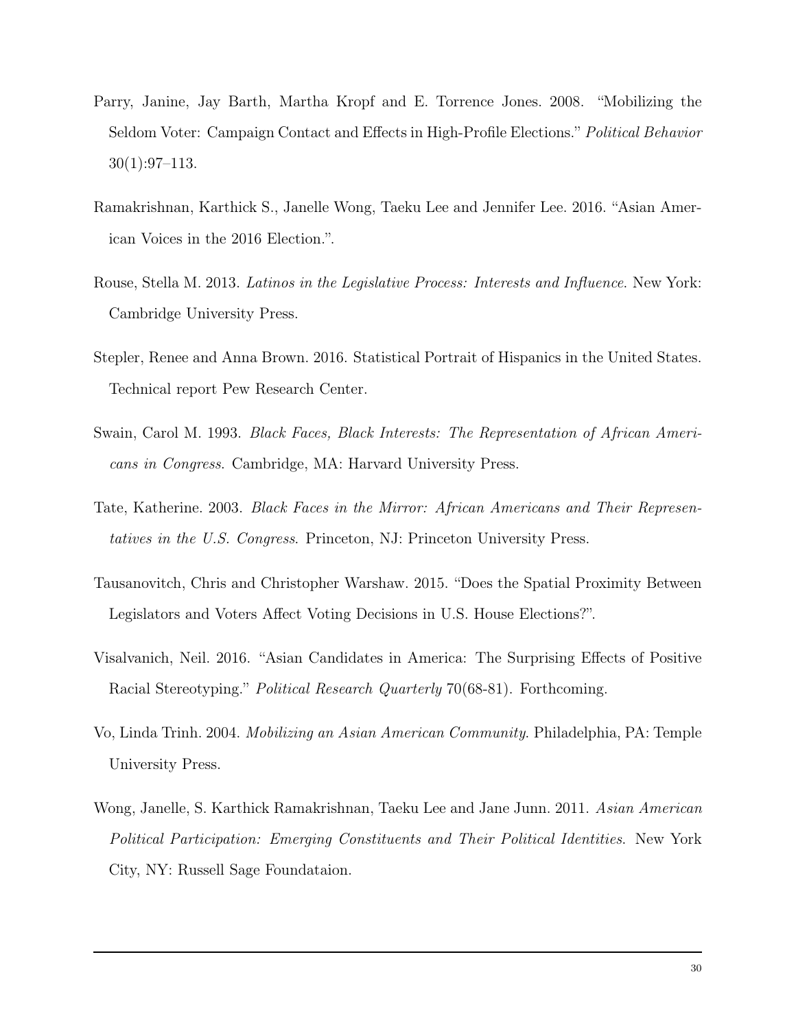Parry, Janine, Jay Barth, Martha Kropf and E. Torrence Jones. 2008. "Mobilizing the Seldom Voter: Campaign Contact and Effects in High-Profile Elections." *Political Behavior* 30(1):97–113.

Ramakrishnan, Karthick S., Janelle Wong, Taeku Lee and Jennifer Lee. 2016. "Asian American Voices in the 2016 Election.".

Rouse, Stella M. 2013. *Latinos in the Legislative Process: Interests and Influence*. New York: Cambridge University Press.

Stepler, Renee and Anna Brown. 2016. Statistical Portrait of Hispanics in the United States. Technical report Pew Research Center.

Swain, Carol M. 1993. *Black Faces, Black Interests: The Representation of African Americans in Congress*. Cambridge, MA: Harvard University Press.

Tate, Katherine. 2003. *Black Faces in the Mirror: African Americans and Their Representatives in the U.S. Congress*. Princeton, NJ: Princeton University Press.

Tausanovitch, Chris and Christopher Warshaw. 2015. "Does the Spatial Proximity Between Legislators and Voters Affect Voting Decisions in U.S. House Elections?".

Visalvanich, Neil. 2016. "Asian Candidates in America: The Surprising Effects of Positive Racial Stereotyping." *Political Research Quarterly* 70(68-81). Forthcoming.

Vo, Linda Trinh. 2004. *Mobilizing an Asian American Community*. Philadelphia, PA: Temple University Press.

Wong, Janelle, S. Karthick Ramakrishnan, Taeku Lee and Jane Junn. 2011. *Asian American Political Participation: Emerging Constituents and Their Political Identities*. New York City, NY: Russell Sage Foundataion.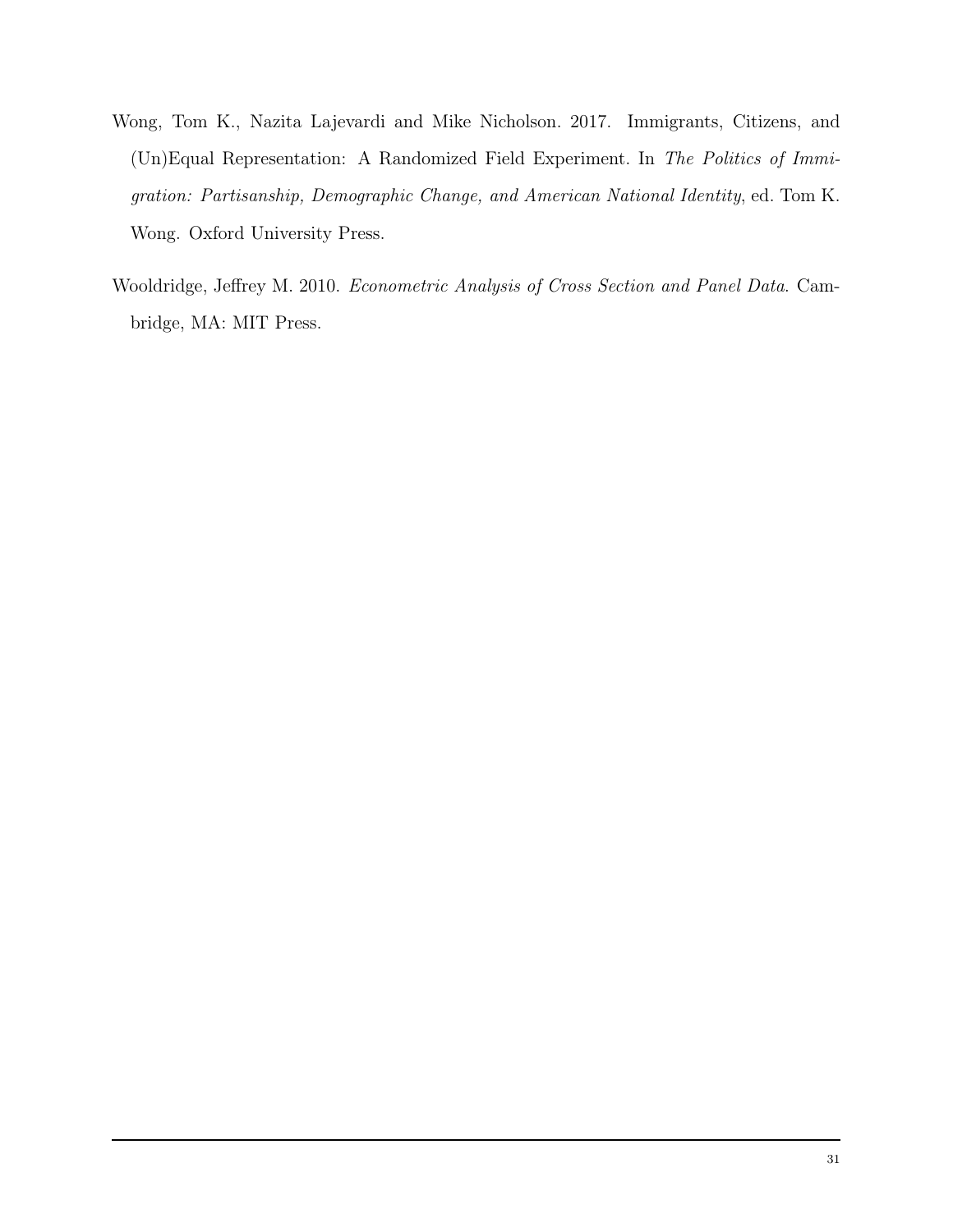Wong, Tom K., Nazita Lajevardi and Mike Nicholson. 2017. Immigrants, Citizens, and (Un)Equal Representation: A Randomized Field Experiment. In *The Politics of Immigration: Partisanship, Demographic Change, and American National Identity*, ed. Tom K. Wong. Oxford University Press.

Wooldridge, Jeffrey M. 2010. *Econometric Analysis of Cross Section and Panel Data*. Cambridge, MA: MIT Press.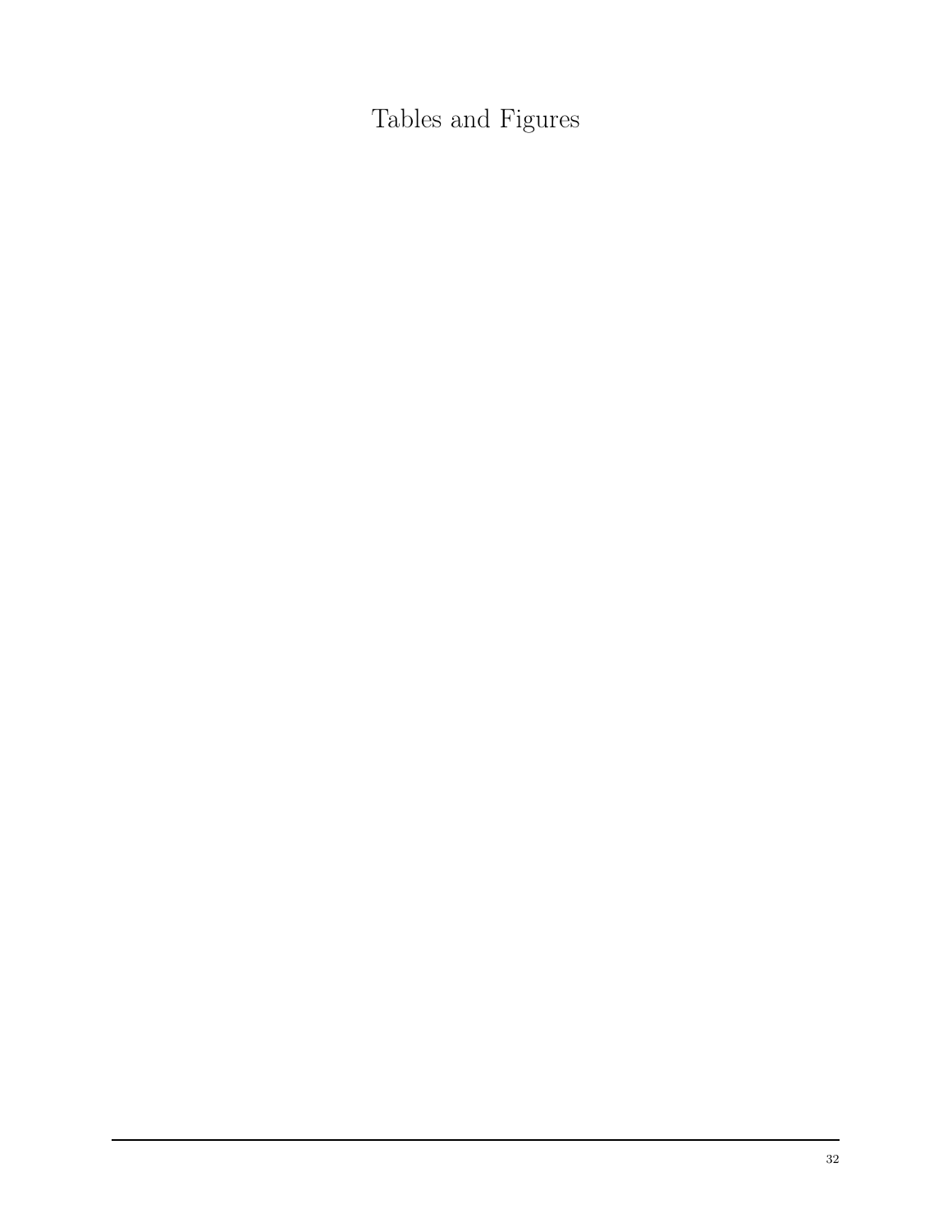# Tables and Figures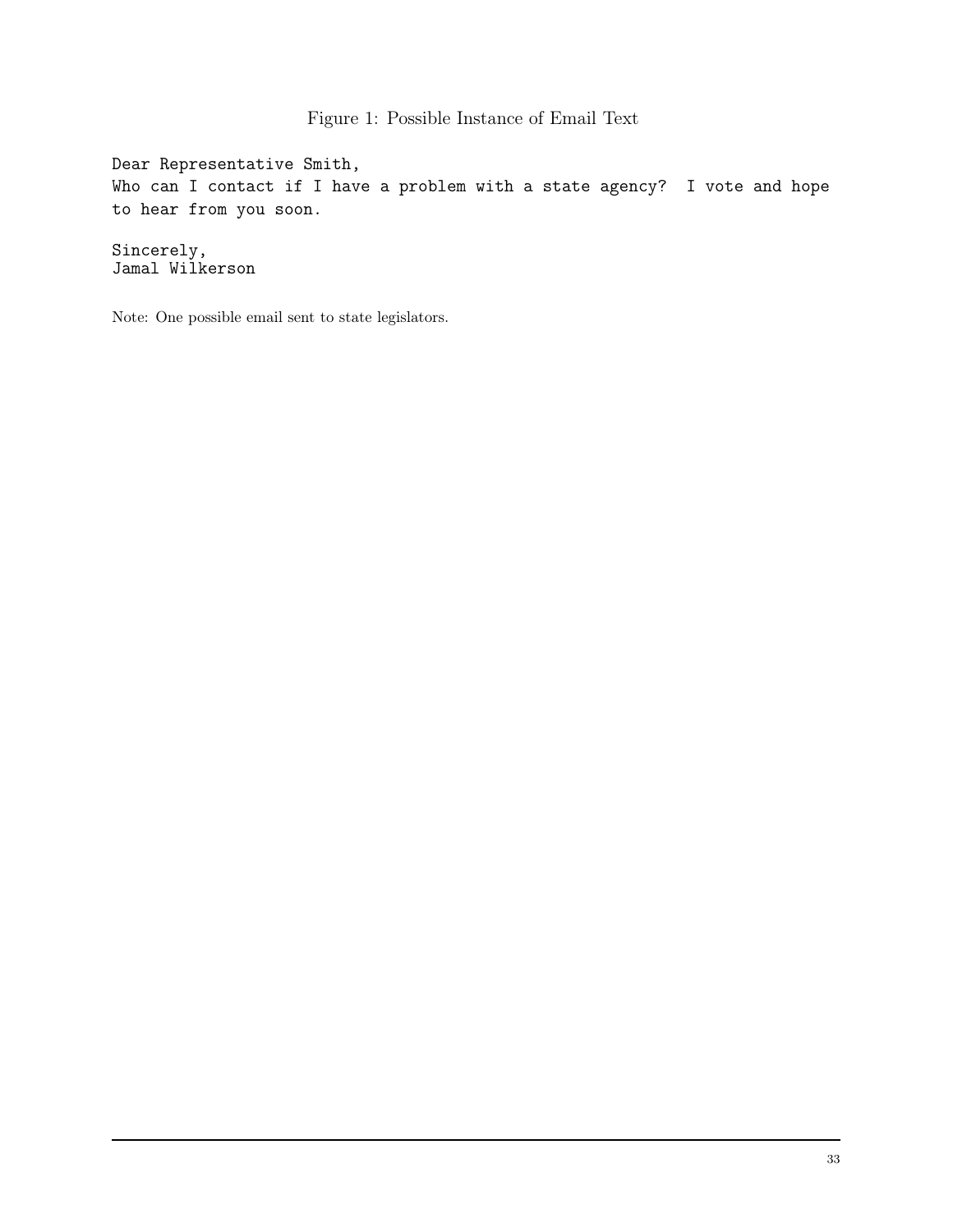Figure 1: Possible Instance of Email Text

```
Dear Representative Smith,
Who can I contact if I have a problem with a state agency?  I vote and hope
to hear from you soon.

Sincerely,
Jamal Wilkerson
```

Note: One possible email sent to state legislators.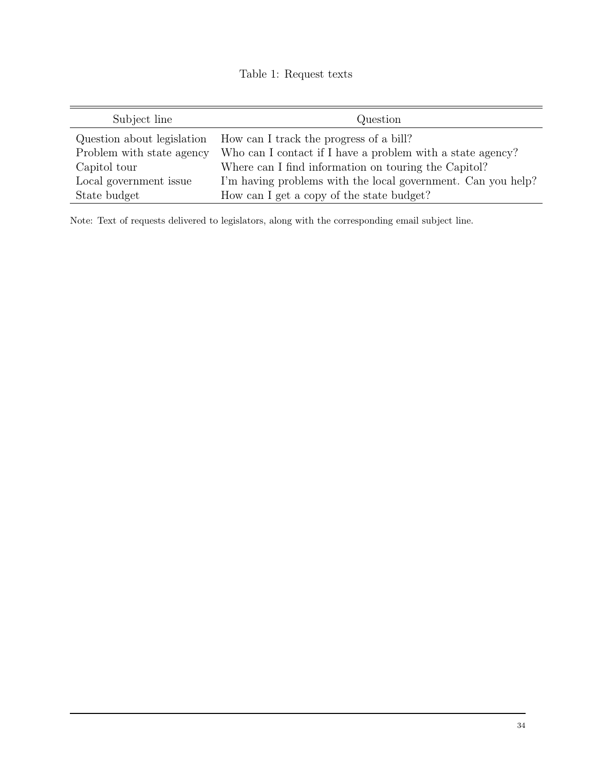Table 1: Request texts

| Subject line | Question |
| --- | --- |
| Question about legislation | How can I track the progress of a bill? |
| Problem with state agency | Who can I contact if I have a problem with a state agency? |
| Capitol tour | Where can I find information on touring the Capitol? |
| Local government issue | I'm having problems with the local government. Can you help? |
| State budget | How can I get a copy of the state budget? |

Note: Text of requests delivered to legislators, along with the corresponding email subject line.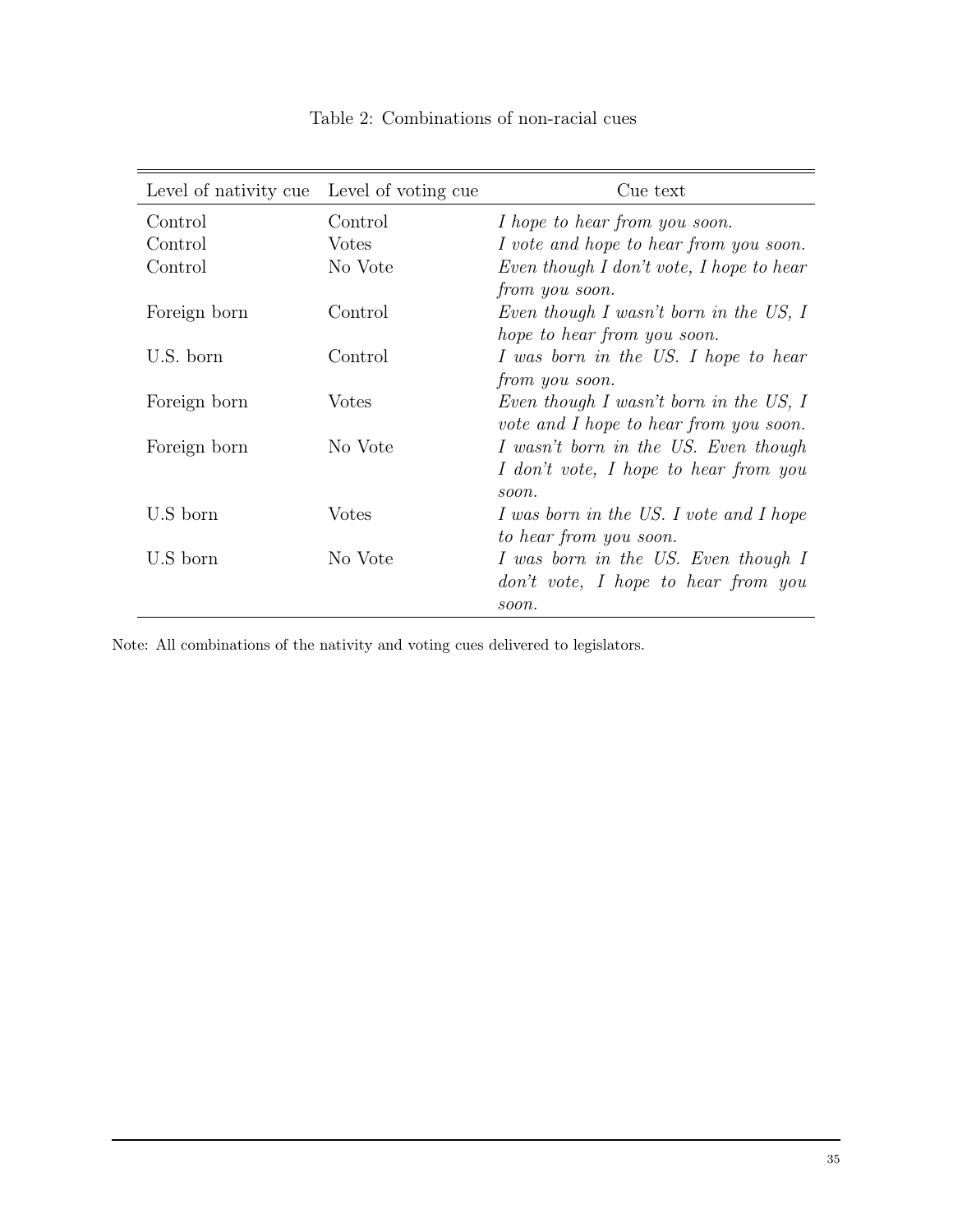Table 2: Combinations of non-racial cues

| Level of nativity cue | Level of voting cue | Cue text |
|---|---|---|
| Control | Control | *I hope to hear from you soon.* |
| Control | Votes | *I vote and hope to hear from you soon.* |
| Control | No Vote | *Even though I don't vote, I hope to hear from you soon.* |
| Foreign born | Control | *Even though I wasn't born in the US, I hope to hear from you soon.* |
| U.S. born | Control | *I was born in the US. I hope to hear from you soon.* |
| Foreign born | Votes | *Even though I wasn't born in the US, I vote and I hope to hear from you soon.* |
| Foreign born | No Vote | *I wasn't born in the US. Even though I don't vote, I hope to hear from you soon.* |
| U.S born | Votes | *I was born in the US. I vote and I hope to hear from you soon.* |
| U.S born | No Vote | *I was born in the US. Even though I don't vote, I hope to hear from you soon.* |

Note: All combinations of the nativity and voting cues delivered to legislators.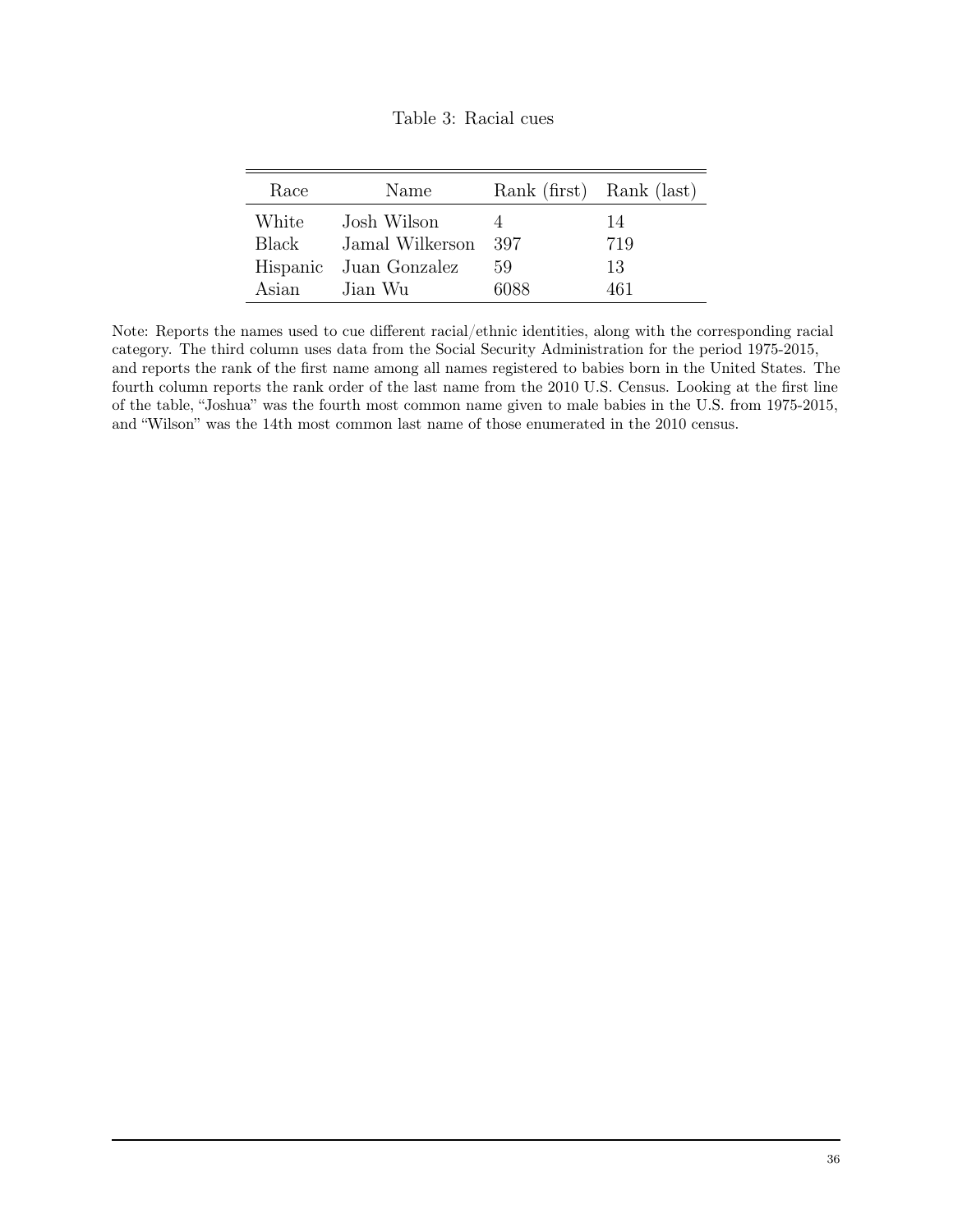Table 3: Racial cues

| Race | Name | Rank (first) | Rank (last) |
|---|---|---|---|
| White | Josh Wilson | 4 | 14 |
| Black | Jamal Wilkerson | 397 | 719 |
| Hispanic | Juan Gonzalez | 59 | 13 |
| Asian | Jian Wu | 6088 | 461 |

Note: Reports the names used to cue different racial/ethnic identities, along with the corresponding racial category. The third column uses data from the Social Security Administration for the period 1975-2015, and reports the rank of the first name among all names registered to babies born in the United States. The fourth column reports the rank order of the last name from the 2010 U.S. Census. Looking at the first line of the table, "Joshua" was the fourth most common name given to male babies in the U.S. from 1975-2015, and "Wilson" was the 14th most common last name of those enumerated in the 2010 census.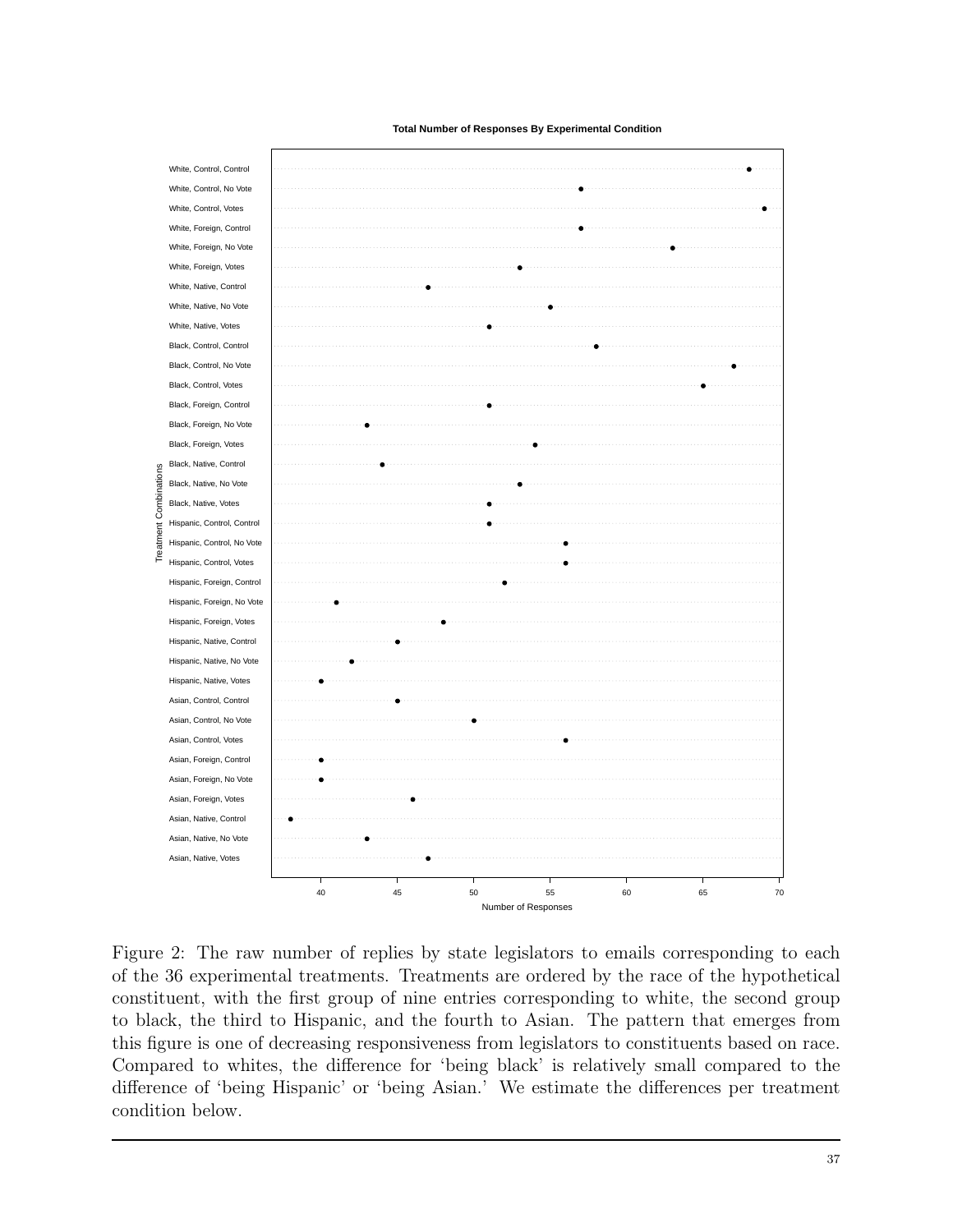Figure 2: The raw number of replies by state legislators to emails corresponding to each of the 36 experimental treatments. Treatments are ordered by the race of the hypothetical constituent, with the first group of nine entries corresponding to white, the second group to black, the third to Hispanic, and the fourth to Asian. The pattern that emerges from this figure is one of decreasing responsiveness from legislators to constituents based on race. Compared to whites, the difference for 'being black' is relatively small compared to the difference of 'being Hispanic' or 'being Asian.' We estimate the differences per treatment condition below.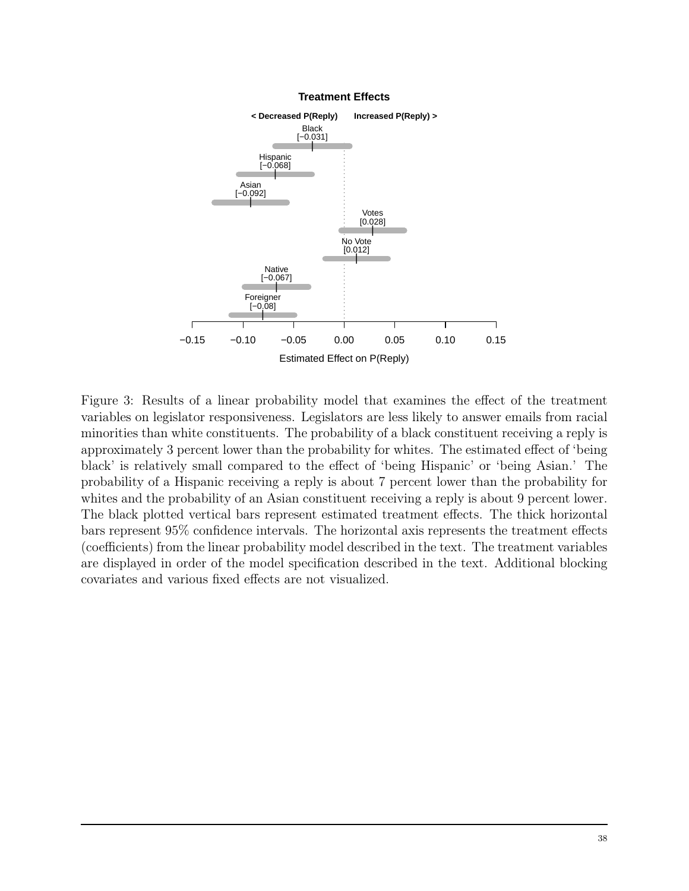Figure 3: Results of a linear probability model that examines the effect of the treatment variables on legislator responsiveness. Legislators are less likely to answer emails from racial minorities than white constituents. The probability of a black constituent receiving a reply is approximately 3 percent lower than the probability for whites. The estimated effect of 'being black' is relatively small compared to the effect of 'being Hispanic' or 'being Asian.' The probability of a Hispanic receiving a reply is about 7 percent lower than the probability for whites and the probability of an Asian constituent receiving a reply is about 9 percent lower. The black plotted vertical bars represent estimated treatment effects. The thick horizontal bars represent 95% confidence intervals. The horizontal axis represents the treatment effects (coefficients) from the linear probability model described in the text. The treatment variables are displayed in order of the model specification described in the text. Additional blocking covariates and various fixed effects are not visualized.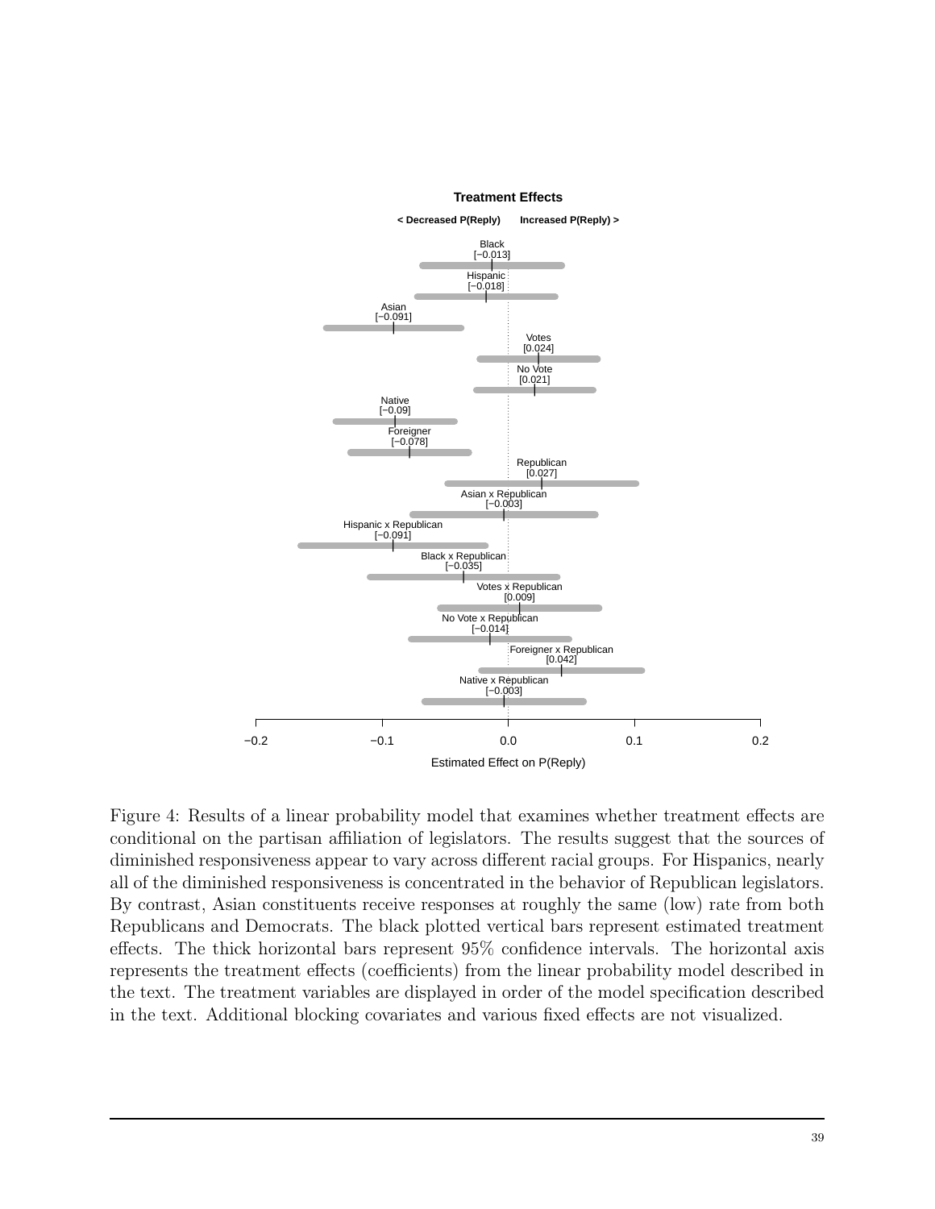Figure 4: Results of a linear probability model that examines whether treatment effects are conditional on the partisan affiliation of legislators. The results suggest that the sources of diminished responsiveness appear to vary across different racial groups. For Hispanics, nearly all of the diminished responsiveness is concentrated in the behavior of Republican legislators. By contrast, Asian constituents receive responses at roughly the same (low) rate from both Republicans and Democrats. The black plotted vertical bars represent estimated treatment effects. The thick horizontal bars represent 95% confidence intervals. The horizontal axis represents the treatment effects (coefficients) from the linear probability model described in the text. The treatment variables are displayed in order of the model specification described in the text. Additional blocking covariates and various fixed effects are not visualized.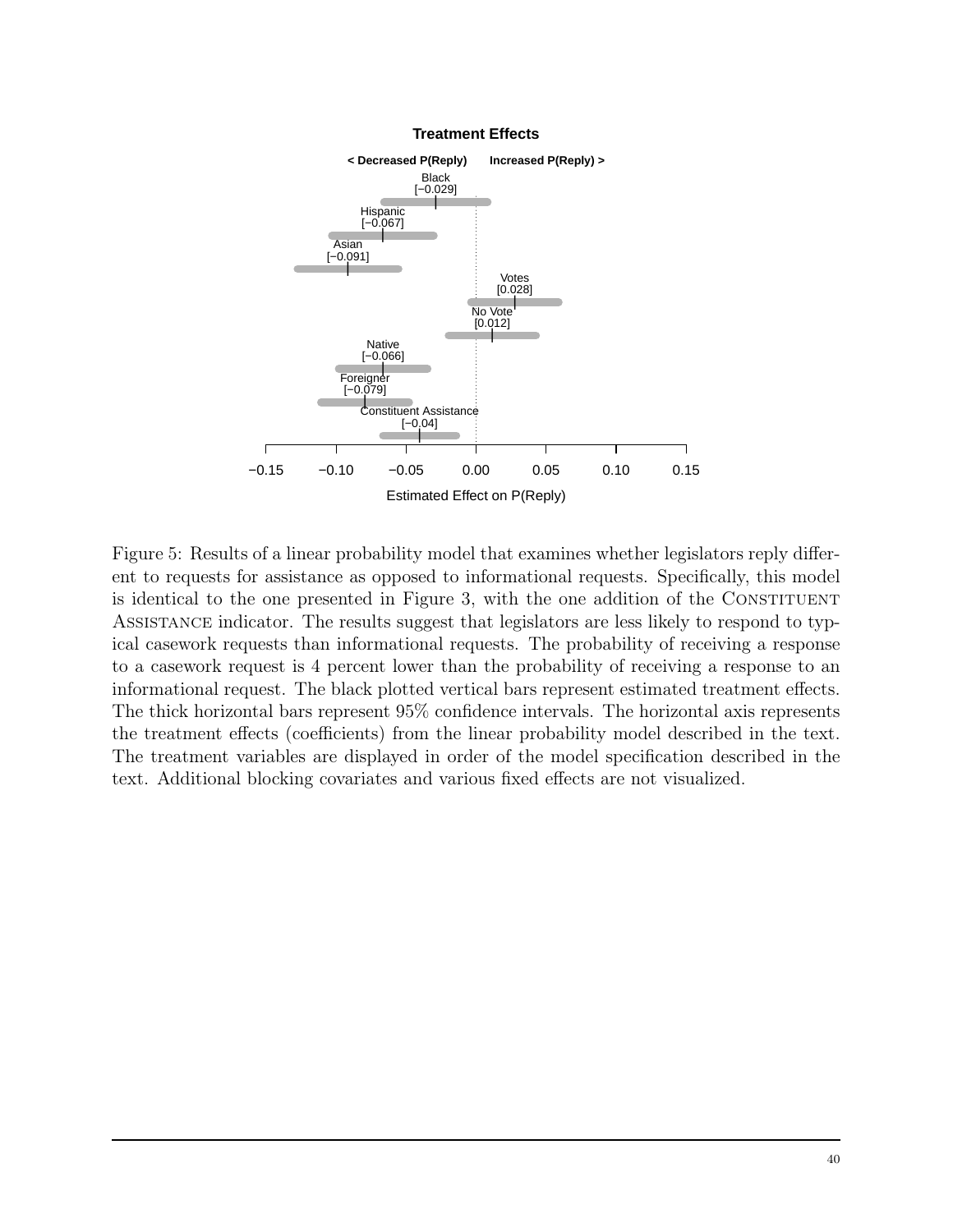Treatment Effects

< Decreased P(Reply)    Increased P(Reply) >

Black [−0.029]

Hispanic [−0.067]

Asian [−0.091]

Votes [0.028]

No Vote [0.012]

Native [−0.066]

Foreigner [−0.079]

Constituent Assistance [−0.04]

−0.15 −0.10 −0.05 0.00 0.05 0.10 0.15

Estimated Effect on P(Reply)

Figure 5: Results of a linear probability model that examines whether legislators reply different to requests for assistance as opposed to informational requests. Specifically, this model is identical to the one presented in Figure 3, with the one addition of the CONSTITUENT ASSISTANCE indicator. The results suggest that legislators are less likely to respond to typical casework requests than informational requests. The probability of receiving a response to a casework request is 4 percent lower than the probability of receiving a response to an informational request. The black plotted vertical bars represent estimated treatment effects. The thick horizontal bars represent 95% confidence intervals. The horizontal axis represents the treatment effects (coefficients) from the linear probability model described in the text. The treatment variables are displayed in order of the model specification described in the text. Additional blocking covariates and various fixed effects are not visualized.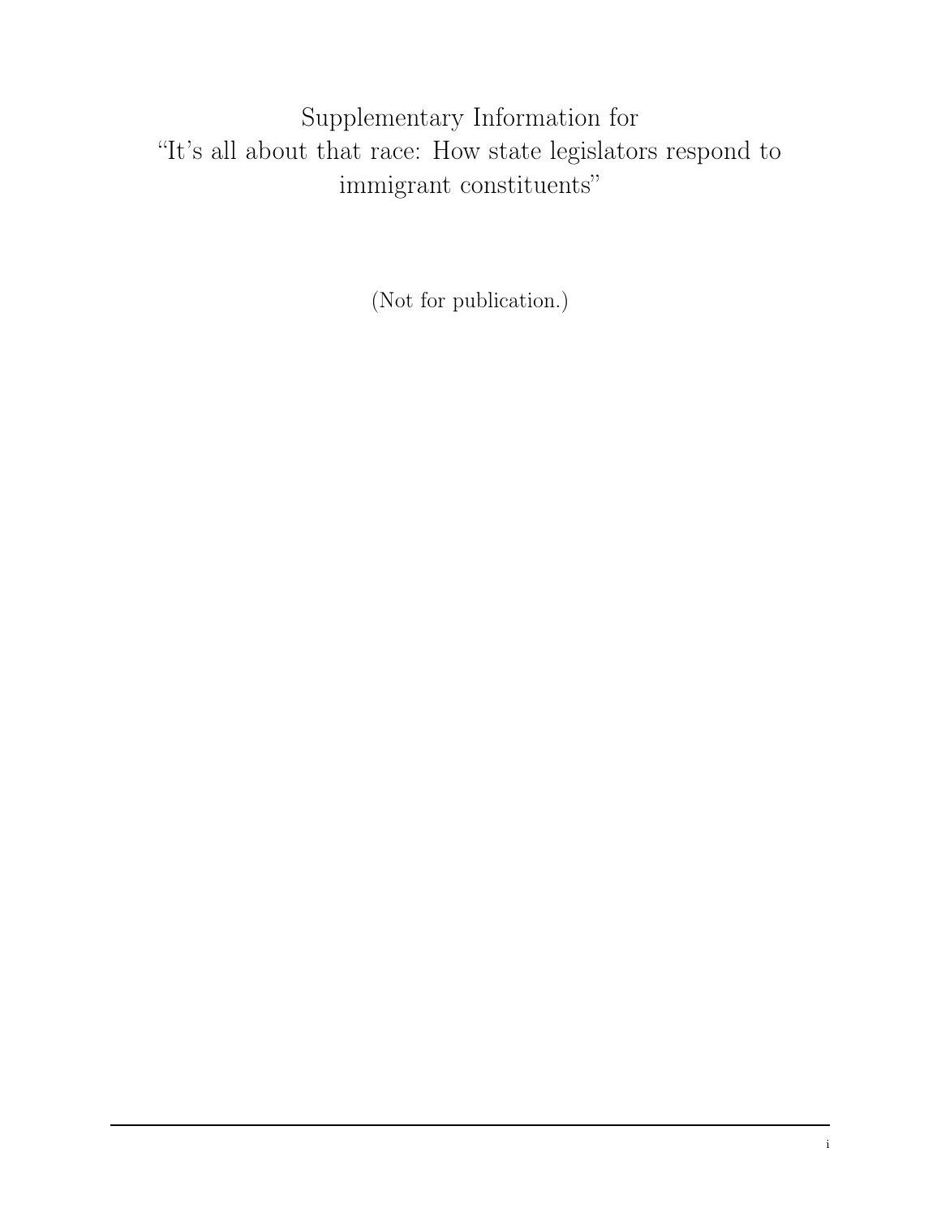# Supplementary Information for "It's all about that race: How state legislators respond to immigrant constituents"

(Not for publication.)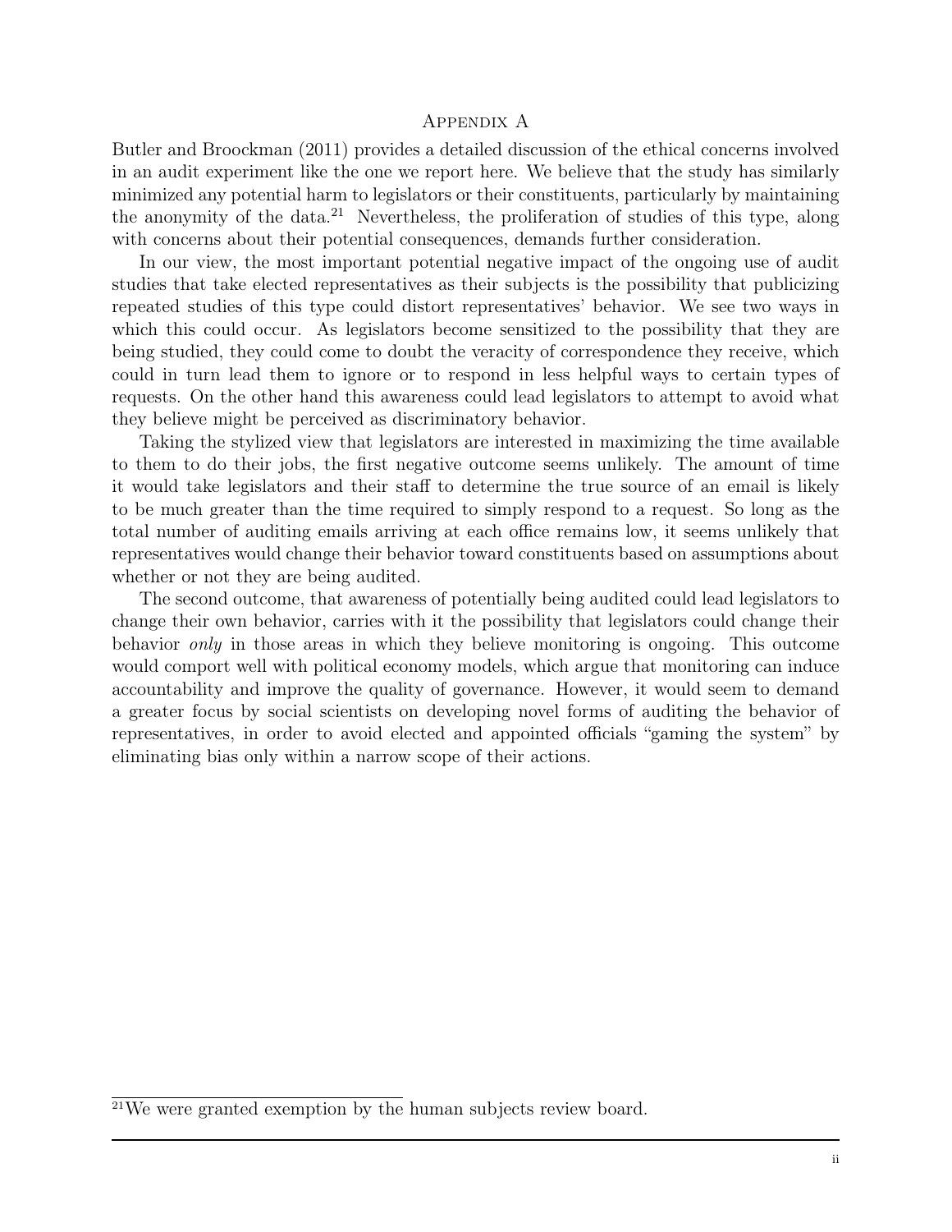# Appendix A

Butler and Broockman (2011) provides a detailed discussion of the ethical concerns involved in an audit experiment like the one we report here. We believe that the study has similarly minimized any potential harm to legislators or their constituents, particularly by maintaining the anonymity of the data.[21] Nevertheless, the proliferation of studies of this type, along with concerns about their potential consequences, demands further consideration.

In our view, the most important potential negative impact of the ongoing use of audit studies that take elected representatives as their subjects is the possibility that publicizing repeated studies of this type could distort representatives' behavior. We see two ways in which this could occur. As legislators become sensitized to the possibility that they are being studied, they could come to doubt the veracity of correspondence they receive, which could in turn lead them to ignore or to respond in less helpful ways to certain types of requests. On the other hand this awareness could lead legislators to attempt to avoid what they believe might be perceived as discriminatory behavior.

Taking the stylized view that legislators are interested in maximizing the time available to them to do their jobs, the first negative outcome seems unlikely. The amount of time it would take legislators and their staff to determine the true source of an email is likely to be much greater than the time required to simply respond to a request. So long as the total number of auditing emails arriving at each office remains low, it seems unlikely that representatives would change their behavior toward constituents based on assumptions about whether or not they are being audited.

The second outcome, that awareness of potentially being audited could lead legislators to change their own behavior, carries with it the possibility that legislators could change their behavior *only* in those areas in which they believe monitoring is ongoing. This outcome would comport well with political economy models, which argue that monitoring can induce accountability and improve the quality of governance. However, it would seem to demand a greater focus by social scientists on developing novel forms of auditing the behavior of representatives, in order to avoid elected and appointed officials "gaming the system" by eliminating bias only within a narrow scope of their actions.

[21] We were granted exemption by the human subjects review board.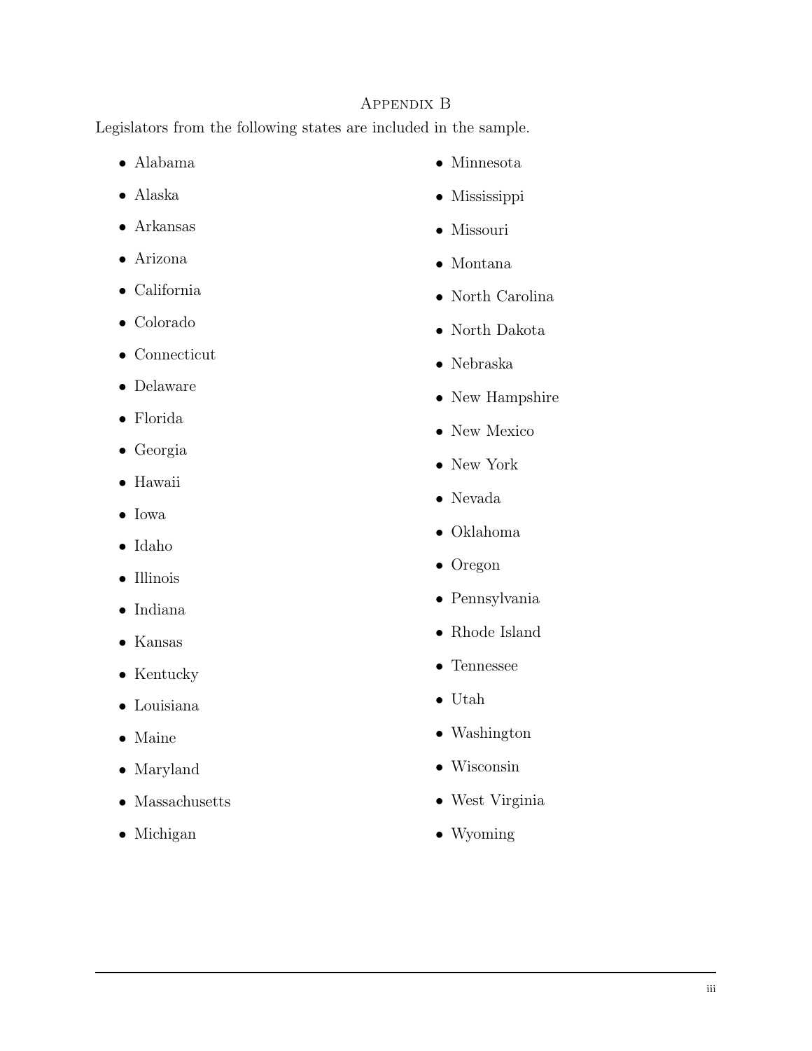## Appendix B

Legislators from the following states are included in the sample.

- Alabama
- Alaska
- Arkansas
- Arizona
- California
- Colorado
- Connecticut
- Delaware
- Florida
- Georgia
- Hawaii
- Iowa
- Idaho
- Illinois
- Indiana
- Kansas
- Kentucky
- Louisiana
- Maine
- Maryland
- Massachusetts
- Michigan
- Minnesota
- Mississippi
- Missouri
- Montana
- North Carolina
- North Dakota
- Nebraska
- New Hampshire
- New Mexico
- New York
- Nevada
- Oklahoma
- Oregon
- Pennsylvania
- Rhode Island
- Tennessee
- Utah
- Washington
- Wisconsin
- West Virginia
- Wyoming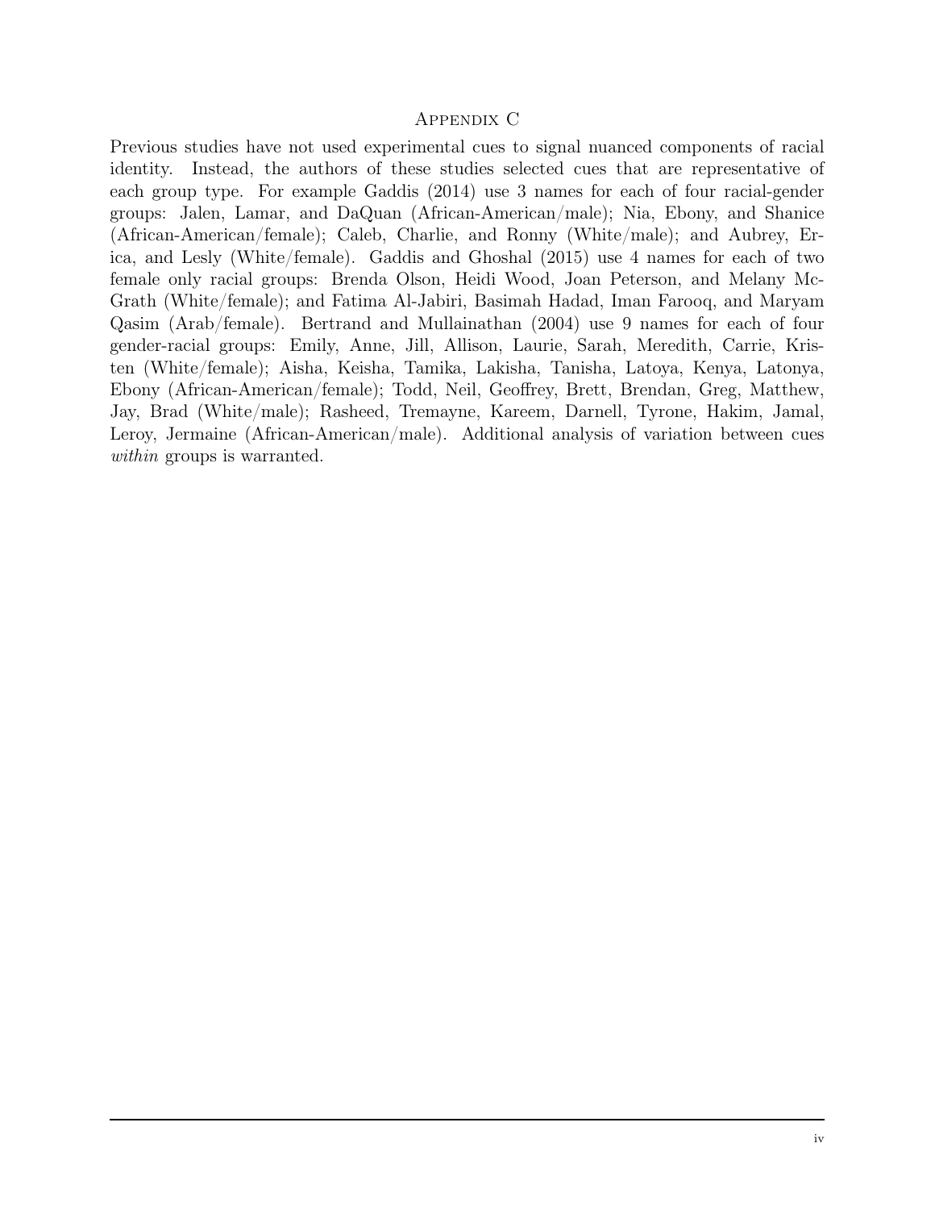# Appendix C

Previous studies have not used experimental cues to signal nuanced components of racial identity. Instead, the authors of these studies selected cues that are representative of each group type. For example Gaddis (2014) use 3 names for each of four racial-gender groups: Jalen, Lamar, and DaQuan (African-American/male); Nia, Ebony, and Shanice (African-American/female); Caleb, Charlie, and Ronny (White/male); and Aubrey, Erica, and Lesly (White/female). Gaddis and Ghoshal (2015) use 4 names for each of two female only racial groups: Brenda Olson, Heidi Wood, Joan Peterson, and Melany McGrath (White/female); and Fatima Al-Jabiri, Basimah Hadad, Iman Farooq, and Maryam Qasim (Arab/female). Bertrand and Mullainathan (2004) use 9 names for each of four gender-racial groups: Emily, Anne, Jill, Allison, Laurie, Sarah, Meredith, Carrie, Kristen (White/female); Aisha, Keisha, Tamika, Lakisha, Tanisha, Latoya, Kenya, Latonya, Ebony (African-American/female); Todd, Neil, Geoffrey, Brett, Brendan, Greg, Matthew, Jay, Brad (White/male); Rasheed, Tremayne, Kareem, Darnell, Tyrone, Hakim, Jamal, Leroy, Jermaine (African-American/male). Additional analysis of variation between cues *within* groups is warranted.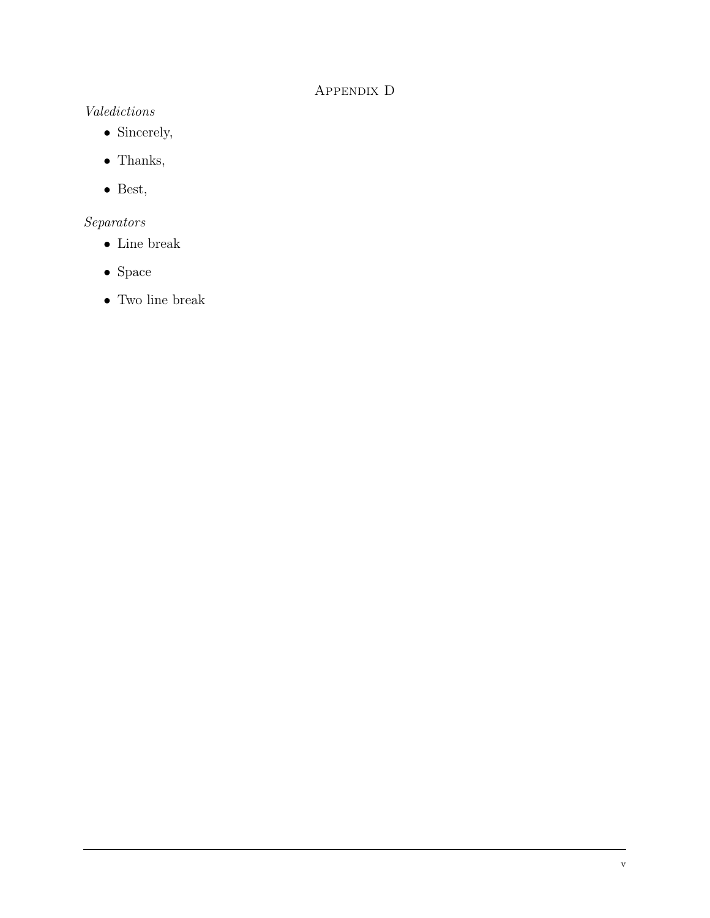# Appendix D

*Valedictions*

- Sincerely,
- Thanks,
- Best,

*Separators*

- Line break
- Space
- Two line break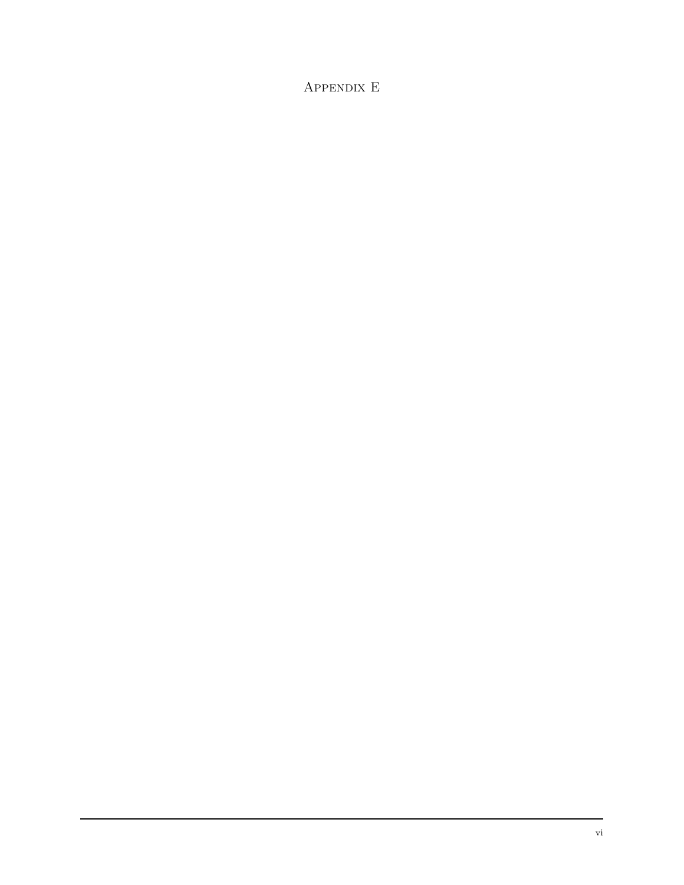# Appendix E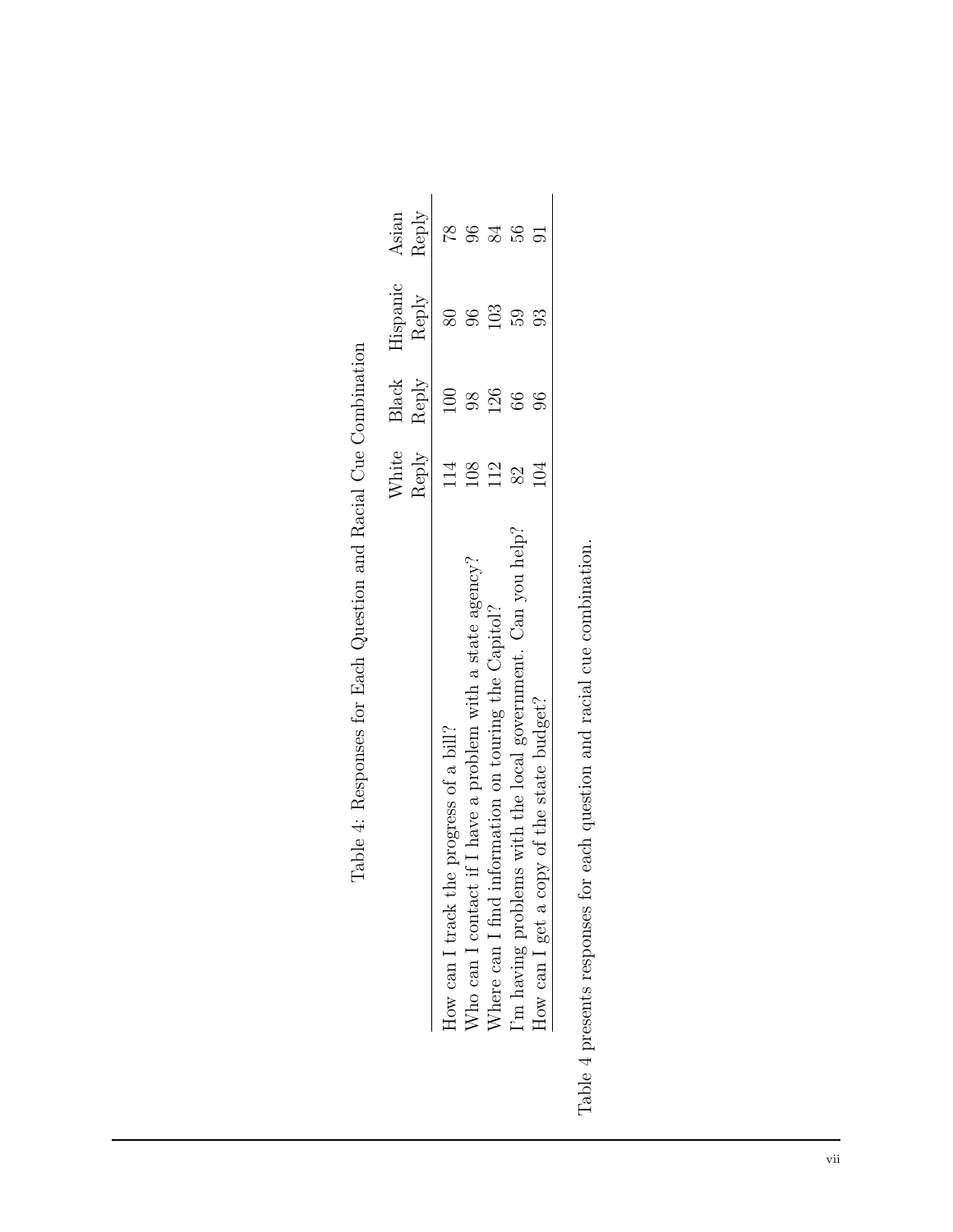Table 4: Responses for Each Question and Racial Cue Combination

| | White Reply | Black Reply | Hispanic Reply | Asian Reply |
|---|---|---|---|---|
| How can I track the progress of a bill? | 114 | 100 | 80 | 78 |
| Who can I contact if I have a problem with a state agency? | 108 | 98 | 96 | 96 |
| Where can I find information on touring the Capitol? | 112 | 126 | 103 | 84 |
| I'm having problems with the local government. Can you help? | 82 | 66 | 59 | 56 |
| How can I get a copy of the state budget? | 104 | 96 | 93 | 91 |

Table 4 presents responses for each question and racial cue combination.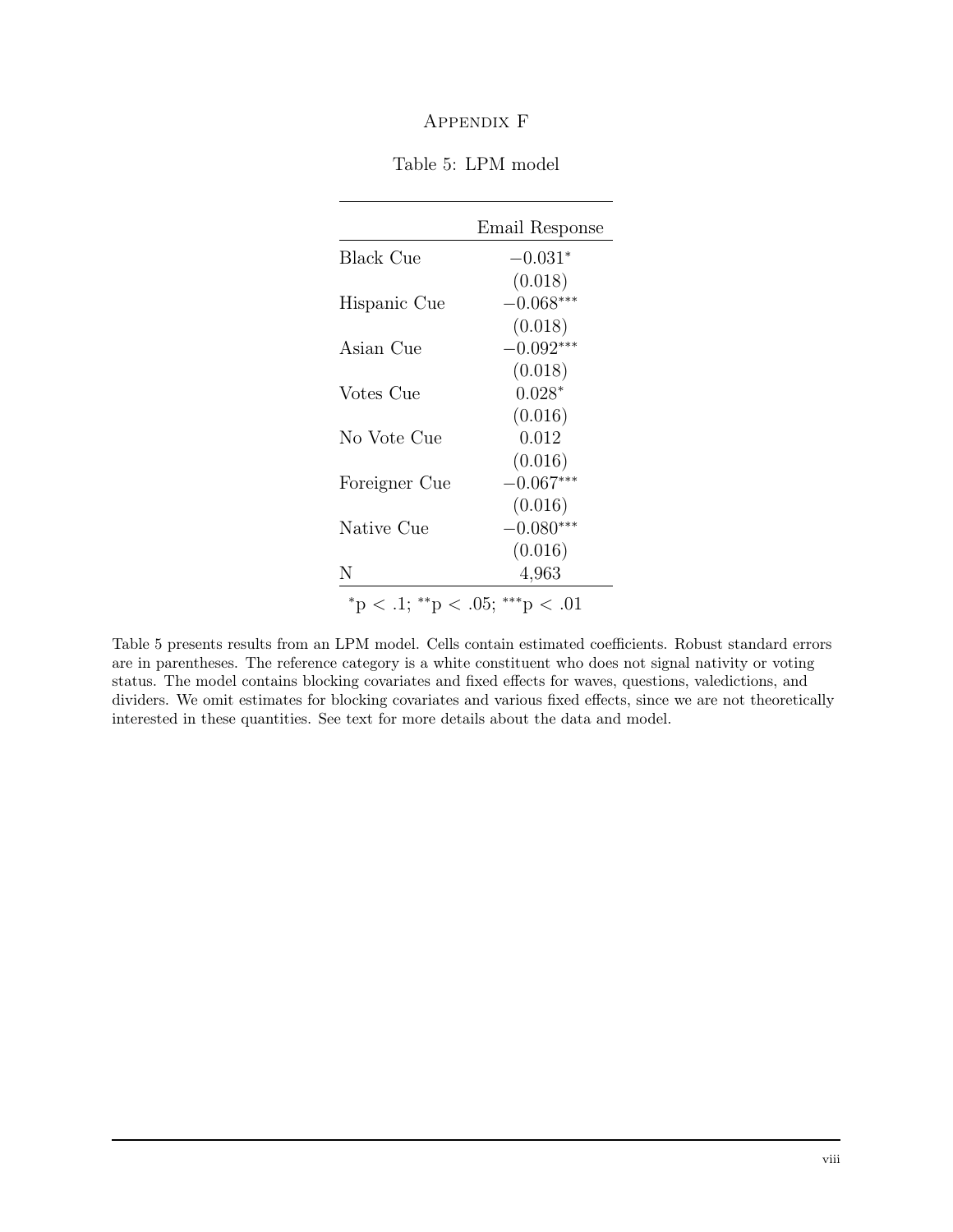# Appendix F

Table 5: LPM model

| | Email Response |
|---|---|
| Black Cue | $-0.031^{*}$ |
| | (0.018) |
| Hispanic Cue | $-0.068^{***}$ |
| | (0.018) |
| Asian Cue | $-0.092^{***}$ |
| | (0.018) |
| Votes Cue | $0.028^{*}$ |
| | (0.016) |
| No Vote Cue | 0.012 |
| | (0.016) |
| Foreigner Cue | $-0.067^{***}$ |
| | (0.016) |
| Native Cue | $-0.080^{***}$ |
| | (0.016) |
| N | 4,963 |

$^{*}p < .1$; $^{**}p < .05$; $^{***}p < .01$

Table 5 presents results from an LPM model. Cells contain estimated coefficients. Robust standard errors are in parentheses. The reference category is a white constituent who does not signal nativity or voting status. The model contains blocking covariates and fixed effects for waves, questions, valedictions, and dividers. We omit estimates for blocking covariates and various fixed effects, since we are not theoretically interested in these quantities. See text for more details about the data and model.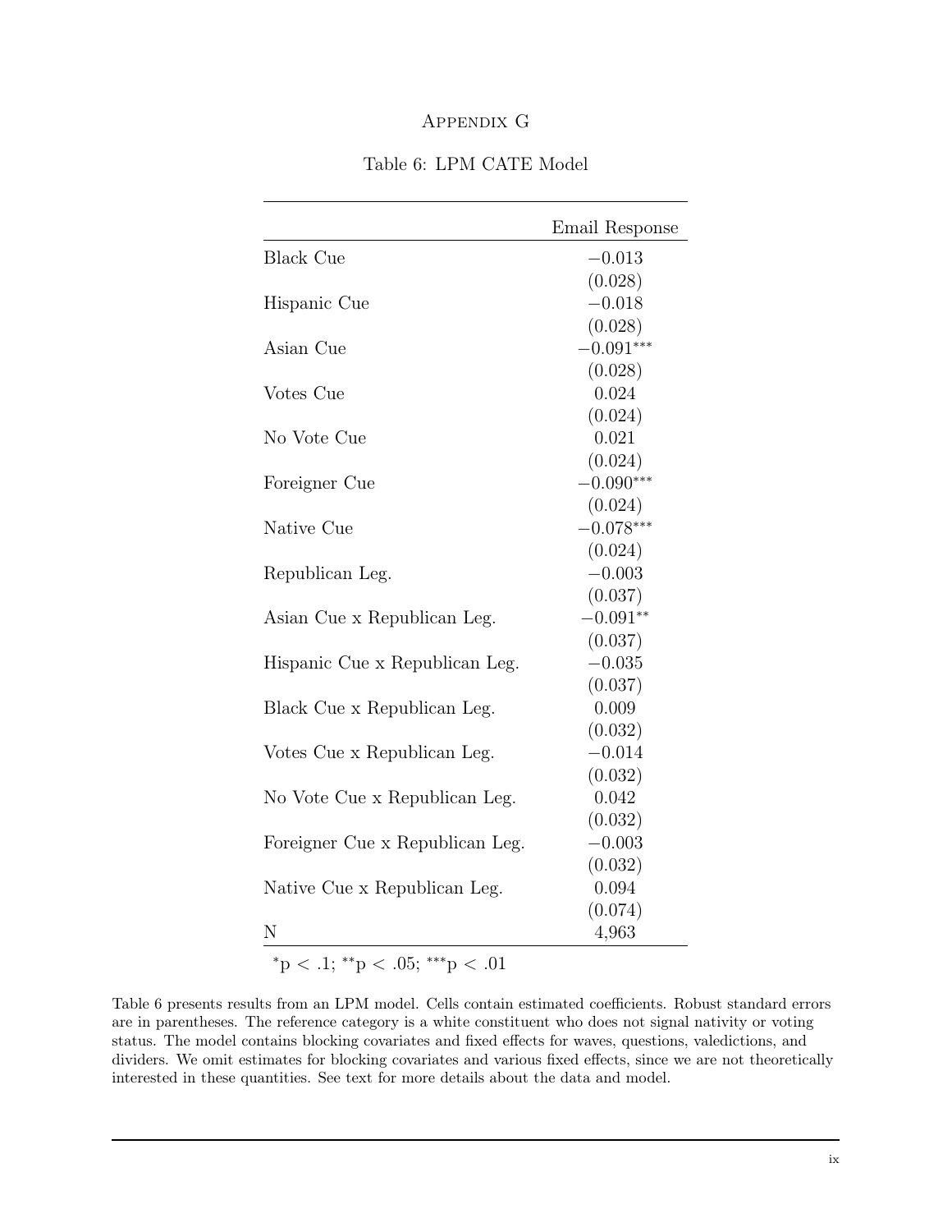# Appendix G

Table 6: LPM CATE Model

| | Email Response |
|---|---|
| Black Cue | −0.013 |
| | (0.028) |
| Hispanic Cue | −0.018 |
| | (0.028) |
| Asian Cue | −0.091*** |
| | (0.028) |
| Votes Cue | 0.024 |
| | (0.024) |
| No Vote Cue | 0.021 |
| | (0.024) |
| Foreigner Cue | −0.090*** |
| | (0.024) |
| Native Cue | −0.078*** |
| | (0.024) |
| Republican Leg. | −0.003 |
| | (0.037) |
| Asian Cue x Republican Leg. | −0.091** |
| | (0.037) |
| Hispanic Cue x Republican Leg. | −0.035 |
| | (0.037) |
| Black Cue x Republican Leg. | 0.009 |
| | (0.032) |
| Votes Cue x Republican Leg. | −0.014 |
| | (0.032) |
| No Vote Cue x Republican Leg. | 0.042 |
| | (0.032) |
| Foreigner Cue x Republican Leg. | −0.003 |
| | (0.032) |
| Native Cue x Republican Leg. | 0.094 |
| | (0.074) |
| N | 4,963 |

*p < .1; **p < .05; ***p < .01

Table 6 presents results from an LPM model. Cells contain estimated coefficients. Robust standard errors are in parentheses. The reference category is a white constituent who does not signal nativity or voting status. The model contains blocking covariates and fixed effects for waves, questions, valedictions, and dividers. We omit estimates for blocking covariates and various fixed effects, since we are not theoretically interested in these quantities. See text for more details about the data and model.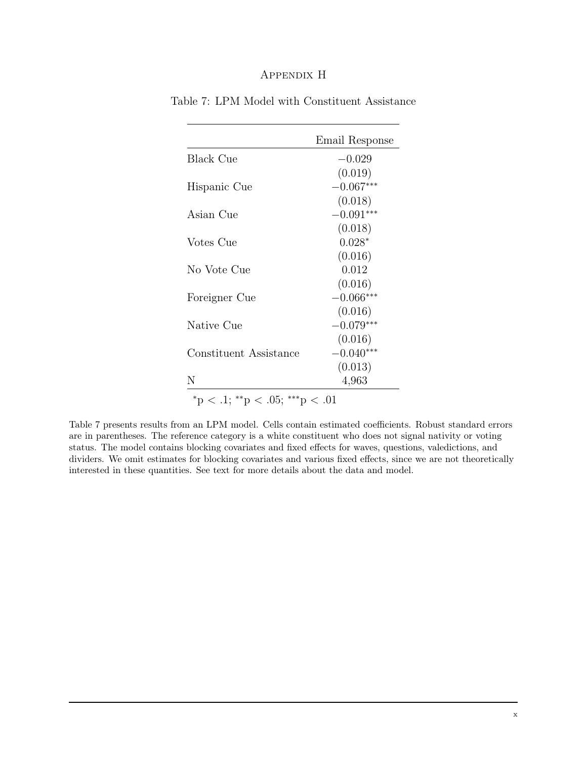# Appendix H

Table 7: LPM Model with Constituent Assistance

| | Email Response |
|---|---|
| Black Cue | −0.029 |
| | (0.019) |
| Hispanic Cue | $-0.067^{***}$ |
| | (0.018) |
| Asian Cue | $-0.091^{***}$ |
| | (0.018) |
| Votes Cue | $0.028^{*}$ |
| | (0.016) |
| No Vote Cue | 0.012 |
| | (0.016) |
| Foreigner Cue | $-0.066^{***}$ |
| | (0.016) |
| Native Cue | $-0.079^{***}$ |
| | (0.016) |
| Constituent Assistance | $-0.040^{***}$ |
| | (0.013) |
| N | 4,963 |

$^{*}p < .1$; $^{**}p < .05$; $^{***}p < .01$

Table 7 presents results from an LPM model. Cells contain estimated coefficients. Robust standard errors are in parentheses. The reference category is a white constituent who does not signal nativity or voting status. The model contains blocking covariates and fixed effects for waves, questions, valedictions, and dividers. We omit estimates for blocking covariates and various fixed effects, since we are not theoretically interested in these quantities. See text for more details about the data and model.